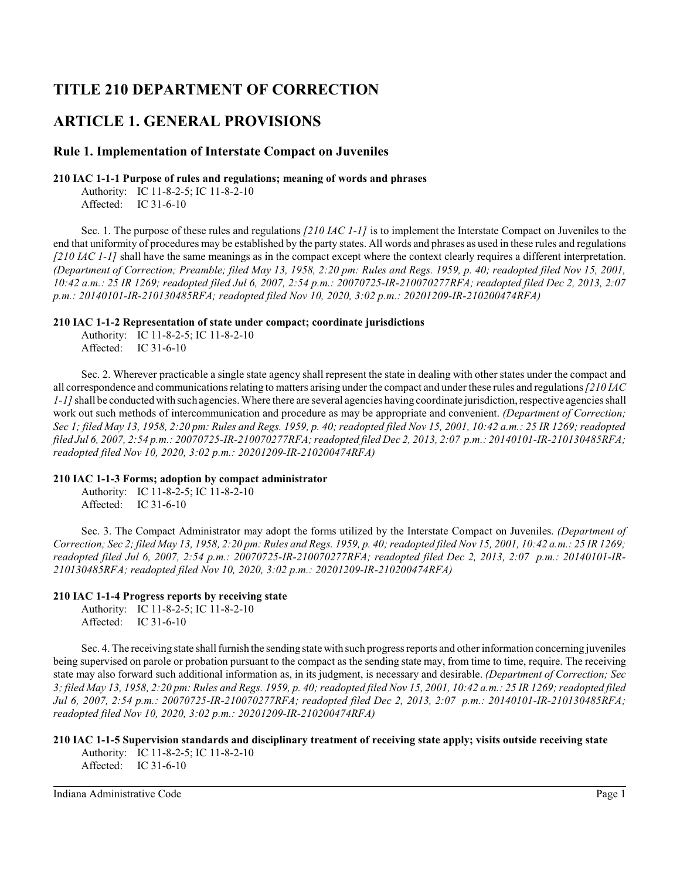# TITLE 210 DEPARTMENT OF CORRECTION

# ARTICLE 1. GENERAL PROVISIONS

## Rule 1. Implementation of Interstate Compact on Juveniles

**210 IAC 1-1-1 Purpose of rules and regulations; meaning of words and phrases**

Authority: IC 11-8-2-5; IC 11-8-2-10
Affected: IC 31-6-10

Sec. 1. The purpose of these rules and regulations *[210 IAC 1-1]* is to implement the Interstate Compact on Juveniles to the end that uniformity of procedures may be established by the party states. All words and phrases as used in these rules and regulations *[210 IAC 1-1]* shall have the same meanings as in the compact except where the context clearly requires a different interpretation. *(Department of Correction; Preamble; filed May 13, 1958, 2:20 pm: Rules and Regs. 1959, p. 40; readopted filed Nov 15, 2001, 10:42 a.m.: 25 IR 1269; readopted filed Jul 6, 2007, 2:54 p.m.: 20070725-IR-210070277RFA; readopted filed Dec 2, 2013, 2:07 p.m.: 20140101-IR-210130485RFA; readopted filed Nov 10, 2020, 3:02 p.m.: 20201209-IR-210200474RFA)*

**210 IAC 1-1-2 Representation of state under compact; coordinate jurisdictions**

Authority: IC 11-8-2-5; IC 11-8-2-10
Affected: IC 31-6-10

Sec. 2. Wherever practicable a single state agency shall represent the state in dealing with other states under the compact and all correspondence and communications relating to matters arising under the compact and under these rules and regulations *[210 IAC 1-1]* shall be conducted with such agencies. Where there are several agencies having coordinate jurisdiction, respective agencies shall work out such methods of intercommunication and procedure as may be appropriate and convenient. *(Department of Correction; Sec 1; filed May 13, 1958, 2:20 pm: Rules and Regs. 1959, p. 40; readopted filed Nov 15, 2001, 10:42 a.m.: 25 IR 1269; readopted filed Jul 6, 2007, 2:54 p.m.: 20070725-IR-210070277RFA; readopted filed Dec 2, 2013, 2:07 p.m.: 20140101-IR-210130485RFA; readopted filed Nov 10, 2020, 3:02 p.m.: 20201209-IR-210200474RFA)*

**210 IAC 1-1-3 Forms; adoption by compact administrator**

Authority: IC 11-8-2-5; IC 11-8-2-10
Affected: IC 31-6-10

Sec. 3. The Compact Administrator may adopt the forms utilized by the Interstate Compact on Juveniles. *(Department of Correction; Sec 2; filed May 13, 1958, 2:20 pm: Rules and Regs. 1959, p. 40; readopted filed Nov 15, 2001, 10:42 a.m.: 25 IR 1269; readopted filed Jul 6, 2007, 2:54 p.m.: 20070725-IR-210070277RFA; readopted filed Dec 2, 2013, 2:07 p.m.: 20140101-IR-210130485RFA; readopted filed Nov 10, 2020, 3:02 p.m.: 20201209-IR-210200474RFA)*

**210 IAC 1-1-4 Progress reports by receiving state**

Authority: IC 11-8-2-5; IC 11-8-2-10
Affected: IC 31-6-10

Sec. 4. The receiving state shall furnish the sending state with such progress reports and other information concerning juveniles being supervised on parole or probation pursuant to the compact as the sending state may, from time to time, require. The receiving state may also forward such additional information as, in its judgment, is necessary and desirable. *(Department of Correction; Sec 3; filed May 13, 1958, 2:20 pm: Rules and Regs. 1959, p. 40; readopted filed Nov 15, 2001, 10:42 a.m.: 25 IR 1269; readopted filed Jul 6, 2007, 2:54 p.m.: 20070725-IR-210070277RFA; readopted filed Dec 2, 2013, 2:07 p.m.: 20140101-IR-210130485RFA; readopted filed Nov 10, 2020, 3:02 p.m.: 20201209-IR-210200474RFA)*

**210 IAC 1-1-5 Supervision standards and disciplinary treatment of receiving state apply; visits outside receiving state**

Authority: IC 11-8-2-5; IC 11-8-2-10
Affected: IC 31-6-10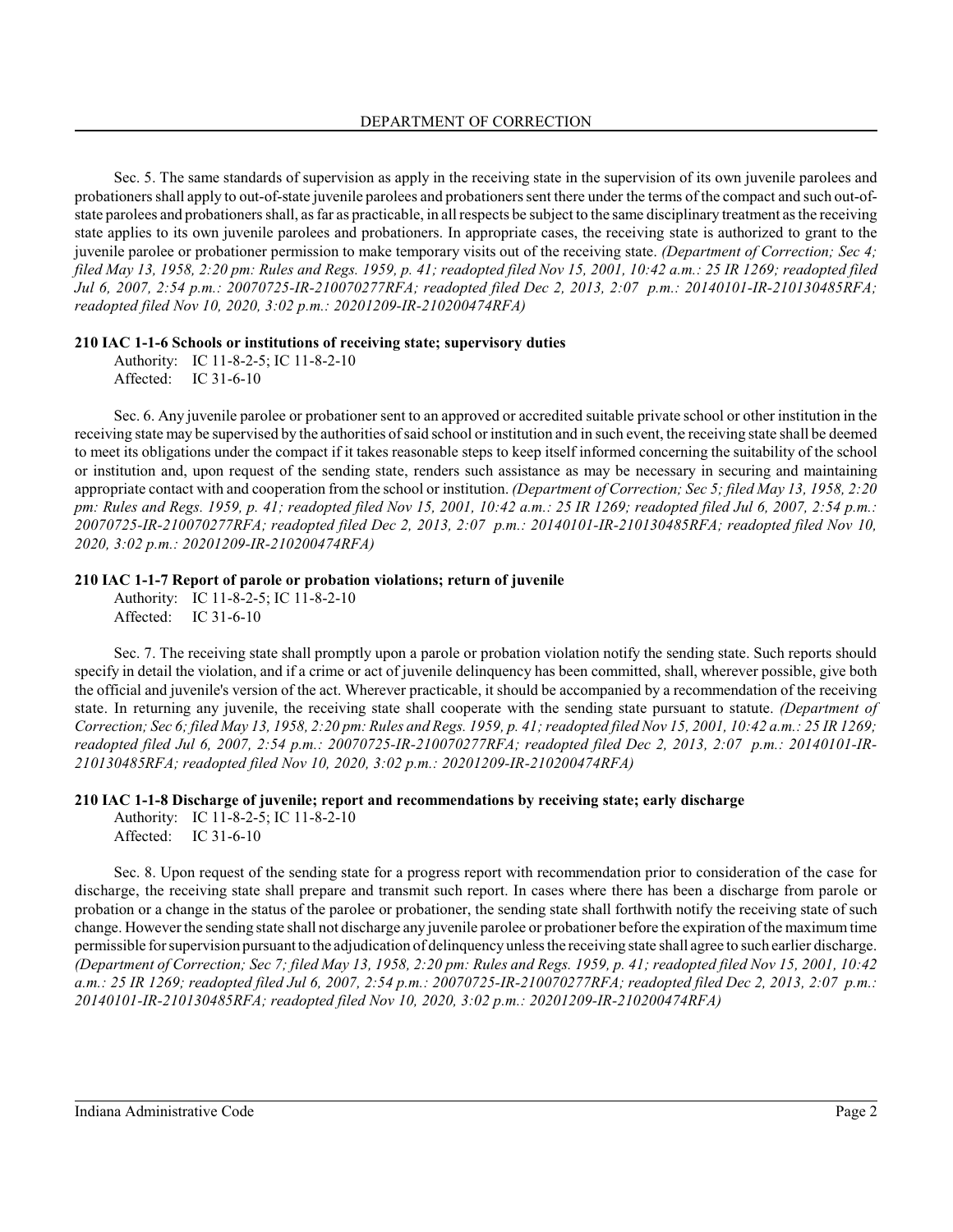Sec. 5. The same standards of supervision as apply in the receiving state in the supervision of its own juvenile parolees and probationers shall apply to out-of-state juvenile parolees and probationers sent there under the terms of the compact and such out-of-state parolees and probationers shall, as far as practicable, in all respects be subject to the same disciplinary treatment as the receiving state applies to its own juvenile parolees and probationers. In appropriate cases, the receiving state is authorized to grant to the juvenile parolee or probationer permission to make temporary visits out of the receiving state. *(Department of Correction; Sec 4; filed May 13, 1958, 2:20 pm: Rules and Regs. 1959, p. 41; readopted filed Nov 15, 2001, 10:42 a.m.: 25 IR 1269; readopted filed Jul 6, 2007, 2:54 p.m.: 20070725-IR-210070277RFA; readopted filed Dec 2, 2013, 2:07 p.m.: 20140101-IR-210130485RFA; readopted filed Nov 10, 2020, 3:02 p.m.: 20201209-IR-210200474RFA)*

**210 IAC 1-1-6 Schools or institutions of receiving state; supervisory duties**

Authority: IC 11-8-2-5; IC 11-8-2-10
Affected: IC 31-6-10

Sec. 6. Any juvenile parolee or probationer sent to an approved or accredited suitable private school or other institution in the receiving state may be supervised by the authorities of said school or institution and in such event, the receiving state shall be deemed to meet its obligations under the compact if it takes reasonable steps to keep itself informed concerning the suitability of the school or institution and, upon request of the sending state, renders such assistance as may be necessary in securing and maintaining appropriate contact with and cooperation from the school or institution. *(Department of Correction; Sec 5; filed May 13, 1958, 2:20 pm: Rules and Regs. 1959, p. 41; readopted filed Nov 15, 2001, 10:42 a.m.: 25 IR 1269; readopted filed Jul 6, 2007, 2:54 p.m.: 20070725-IR-210070277RFA; readopted filed Dec 2, 2013, 2:07 p.m.: 20140101-IR-210130485RFA; readopted filed Nov 10, 2020, 3:02 p.m.: 20201209-IR-210200474RFA)*

**210 IAC 1-1-7 Report of parole or probation violations; return of juvenile**

Authority: IC 11-8-2-5; IC 11-8-2-10
Affected: IC 31-6-10

Sec. 7. The receiving state shall promptly upon a parole or probation violation notify the sending state. Such reports should specify in detail the violation, and if a crime or act of juvenile delinquency has been committed, shall, wherever possible, give both the official and juvenile's version of the act. Wherever practicable, it should be accompanied by a recommendation of the receiving state. In returning any juvenile, the receiving state shall cooperate with the sending state pursuant to statute. *(Department of Correction; Sec 6; filed May 13, 1958, 2:20 pm: Rules and Regs. 1959, p. 41; readopted filed Nov 15, 2001, 10:42 a.m.: 25 IR 1269; readopted filed Jul 6, 2007, 2:54 p.m.: 20070725-IR-210070277RFA; readopted filed Dec 2, 2013, 2:07 p.m.: 20140101-IR-210130485RFA; readopted filed Nov 10, 2020, 3:02 p.m.: 20201209-IR-210200474RFA)*

**210 IAC 1-1-8 Discharge of juvenile; report and recommendations by receiving state; early discharge**

Authority: IC 11-8-2-5; IC 11-8-2-10
Affected: IC 31-6-10

Sec. 8. Upon request of the sending state for a progress report with recommendation prior to consideration of the case for discharge, the receiving state shall prepare and transmit such report. In cases where there has been a discharge from parole or probation or a change in the status of the parolee or probationer, the sending state shall forthwith notify the receiving state of such change. However the sending state shall not discharge any juvenile parolee or probationer before the expiration of the maximum time permissible for supervision pursuant to the adjudication of delinquency unless the receiving state shall agree to such earlier discharge. *(Department of Correction; Sec 7; filed May 13, 1958, 2:20 pm: Rules and Regs. 1959, p. 41; readopted filed Nov 15, 2001, 10:42 a.m.: 25 IR 1269; readopted filed Jul 6, 2007, 2:54 p.m.: 20070725-IR-210070277RFA; readopted filed Dec 2, 2013, 2:07 p.m.: 20140101-IR-210130485RFA; readopted filed Nov 10, 2020, 3:02 p.m.: 20201209-IR-210200474RFA)*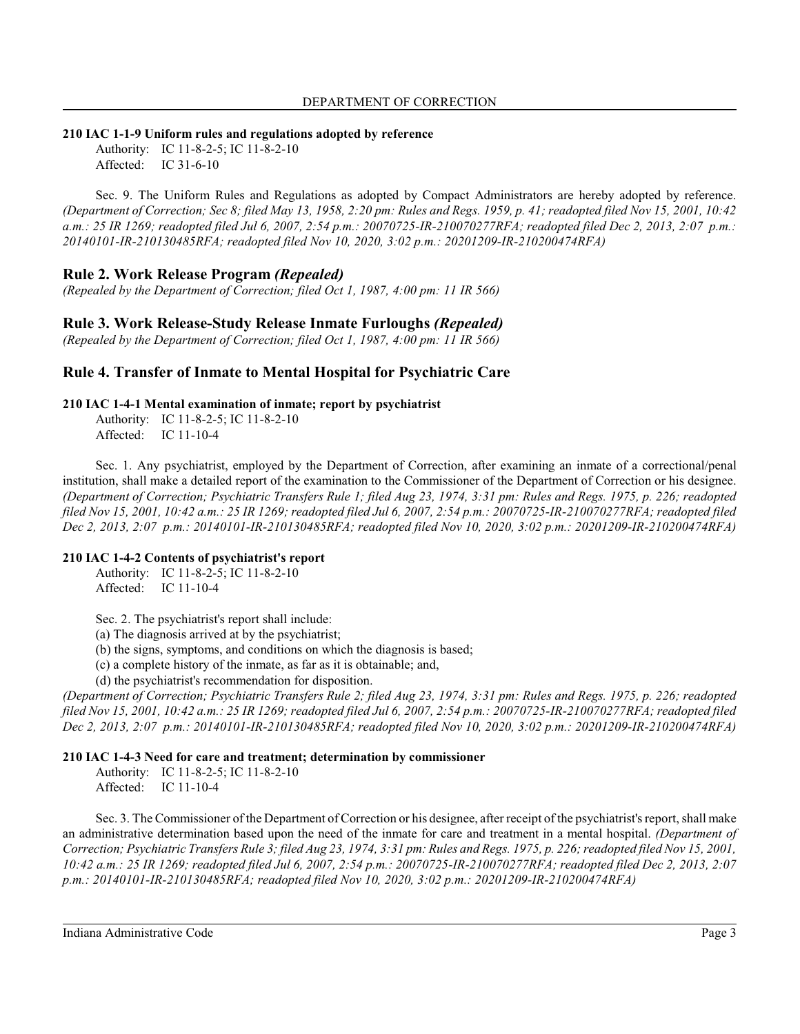**210 IAC 1-1-9 Uniform rules and regulations adopted by reference**

Authority: IC 11-8-2-5; IC 11-8-2-10
Affected: IC 31-6-10

Sec. 9. The Uniform Rules and Regulations as adopted by Compact Administrators are hereby adopted by reference. *(Department of Correction; Sec 8; filed May 13, 1958, 2:20 pm: Rules and Regs. 1959, p. 41; readopted filed Nov 15, 2001, 10:42 a.m.: 25 IR 1269; readopted filed Jul 6, 2007, 2:54 p.m.: 20070725-IR-210070277RFA; readopted filed Dec 2, 2013, 2:07 p.m.: 20140101-IR-210130485RFA; readopted filed Nov 10, 2020, 3:02 p.m.: 20201209-IR-210200474RFA)*

## Rule 2. Work Release Program *(Repealed)*

*(Repealed by the Department of Correction; filed Oct 1, 1987, 4:00 pm: 11 IR 566)*

## Rule 3. Work Release-Study Release Inmate Furloughs *(Repealed)*

*(Repealed by the Department of Correction; filed Oct 1, 1987, 4:00 pm: 11 IR 566)*

## Rule 4. Transfer of Inmate to Mental Hospital for Psychiatric Care

**210 IAC 1-4-1 Mental examination of inmate; report by psychiatrist**

Authority: IC 11-8-2-5; IC 11-8-2-10
Affected: IC 11-10-4

Sec. 1. Any psychiatrist, employed by the Department of Correction, after examining an inmate of a correctional/penal institution, shall make a detailed report of the examination to the Commissioner of the Department of Correction or his designee. *(Department of Correction; Psychiatric Transfers Rule 1; filed Aug 23, 1974, 3:31 pm: Rules and Regs. 1975, p. 226; readopted filed Nov 15, 2001, 10:42 a.m.: 25 IR 1269; readopted filed Jul 6, 2007, 2:54 p.m.: 20070725-IR-210070277RFA; readopted filed Dec 2, 2013, 2:07 p.m.: 20140101-IR-210130485RFA; readopted filed Nov 10, 2020, 3:02 p.m.: 20201209-IR-210200474RFA)*

**210 IAC 1-4-2 Contents of psychiatrist's report**

Authority: IC 11-8-2-5; IC 11-8-2-10
Affected: IC 11-10-4

Sec. 2. The psychiatrist's report shall include:
(a) The diagnosis arrived at by the psychiatrist;
(b) the signs, symptoms, and conditions on which the diagnosis is based;
(c) a complete history of the inmate, as far as it is obtainable; and,
(d) the psychiatrist's recommendation for disposition.

*(Department of Correction; Psychiatric Transfers Rule 2; filed Aug 23, 1974, 3:31 pm: Rules and Regs. 1975, p. 226; readopted filed Nov 15, 2001, 10:42 a.m.: 25 IR 1269; readopted filed Jul 6, 2007, 2:54 p.m.: 20070725-IR-210070277RFA; readopted filed Dec 2, 2013, 2:07 p.m.: 20140101-IR-210130485RFA; readopted filed Nov 10, 2020, 3:02 p.m.: 20201209-IR-210200474RFA)*

**210 IAC 1-4-3 Need for care and treatment; determination by commissioner**

Authority: IC 11-8-2-5; IC 11-8-2-10
Affected: IC 11-10-4

Sec. 3. The Commissioner of the Department of Correction or his designee, after receipt of the psychiatrist's report, shall make an administrative determination based upon the need of the inmate for care and treatment in a mental hospital. *(Department of Correction; Psychiatric Transfers Rule 3; filed Aug 23, 1974, 3:31 pm: Rules and Regs. 1975, p. 226; readopted filed Nov 15, 2001, 10:42 a.m.: 25 IR 1269; readopted filed Jul 6, 2007, 2:54 p.m.: 20070725-IR-210070277RFA; readopted filed Dec 2, 2013, 2:07 p.m.: 20140101-IR-210130485RFA; readopted filed Nov 10, 2020, 3:02 p.m.: 20201209-IR-210200474RFA)*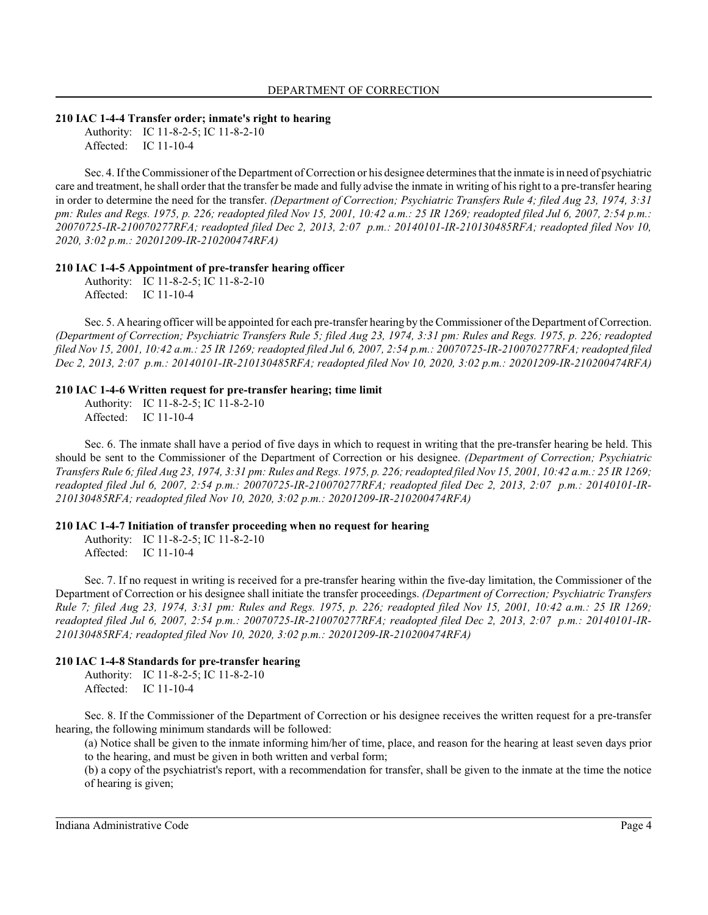**210 IAC 1-4-4 Transfer order; inmate's right to hearing**

Authority: IC 11-8-2-5; IC 11-8-2-10
Affected: IC 11-10-4

Sec. 4. If the Commissioner of the Department of Correction or his designee determines that the inmate is in need of psychiatric care and treatment, he shall order that the transfer be made and fully advise the inmate in writing of his right to a pre-transfer hearing in order to determine the need for the transfer. *(Department of Correction; Psychiatric Transfers Rule 4; filed Aug 23, 1974, 3:31 pm: Rules and Regs. 1975, p. 226; readopted filed Nov 15, 2001, 10:42 a.m.: 25 IR 1269; readopted filed Jul 6, 2007, 2:54 p.m.: 20070725-IR-210070277RFA; readopted filed Dec 2, 2013, 2:07 p.m.: 20140101-IR-210130485RFA; readopted filed Nov 10, 2020, 3:02 p.m.: 20201209-IR-210200474RFA)*

**210 IAC 1-4-5 Appointment of pre-transfer hearing officer**

Authority: IC 11-8-2-5; IC 11-8-2-10
Affected: IC 11-10-4

Sec. 5. A hearing officer will be appointed for each pre-transfer hearing by the Commissioner of the Department of Correction. *(Department of Correction; Psychiatric Transfers Rule 5; filed Aug 23, 1974, 3:31 pm: Rules and Regs. 1975, p. 226; readopted filed Nov 15, 2001, 10:42 a.m.: 25 IR 1269; readopted filed Jul 6, 2007, 2:54 p.m.: 20070725-IR-210070277RFA; readopted filed Dec 2, 2013, 2:07 p.m.: 20140101-IR-210130485RFA; readopted filed Nov 10, 2020, 3:02 p.m.: 20201209-IR-210200474RFA)*

**210 IAC 1-4-6 Written request for pre-transfer hearing; time limit**

Authority: IC 11-8-2-5; IC 11-8-2-10
Affected: IC 11-10-4

Sec. 6. The inmate shall have a period of five days in which to request in writing that the pre-transfer hearing be held. This should be sent to the Commissioner of the Department of Correction or his designee. *(Department of Correction; Psychiatric Transfers Rule 6; filed Aug 23, 1974, 3:31 pm: Rules and Regs. 1975, p. 226; readopted filed Nov 15, 2001, 10:42 a.m.: 25 IR 1269; readopted filed Jul 6, 2007, 2:54 p.m.: 20070725-IR-210070277RFA; readopted filed Dec 2, 2013, 2:07 p.m.: 20140101-IR-210130485RFA; readopted filed Nov 10, 2020, 3:02 p.m.: 20201209-IR-210200474RFA)*

**210 IAC 1-4-7 Initiation of transfer proceeding when no request for hearing**

Authority: IC 11-8-2-5; IC 11-8-2-10
Affected: IC 11-10-4

Sec. 7. If no request in writing is received for a pre-transfer hearing within the five-day limitation, the Commissioner of the Department of Correction or his designee shall initiate the transfer proceedings. *(Department of Correction; Psychiatric Transfers Rule 7; filed Aug 23, 1974, 3:31 pm: Rules and Regs. 1975, p. 226; readopted filed Nov 15, 2001, 10:42 a.m.: 25 IR 1269; readopted filed Jul 6, 2007, 2:54 p.m.: 20070725-IR-210070277RFA; readopted filed Dec 2, 2013, 2:07 p.m.: 20140101-IR-210130485RFA; readopted filed Nov 10, 2020, 3:02 p.m.: 20201209-IR-210200474RFA)*

**210 IAC 1-4-8 Standards for pre-transfer hearing**

Authority: IC 11-8-2-5; IC 11-8-2-10
Affected: IC 11-10-4

Sec. 8. If the Commissioner of the Department of Correction or his designee receives the written request for a pre-transfer hearing, the following minimum standards will be followed:

(a) Notice shall be given to the inmate informing him/her of time, place, and reason for the hearing at least seven days prior to the hearing, and must be given in both written and verbal form;

(b) a copy of the psychiatrist's report, with a recommendation for transfer, shall be given to the inmate at the time the notice of hearing is given;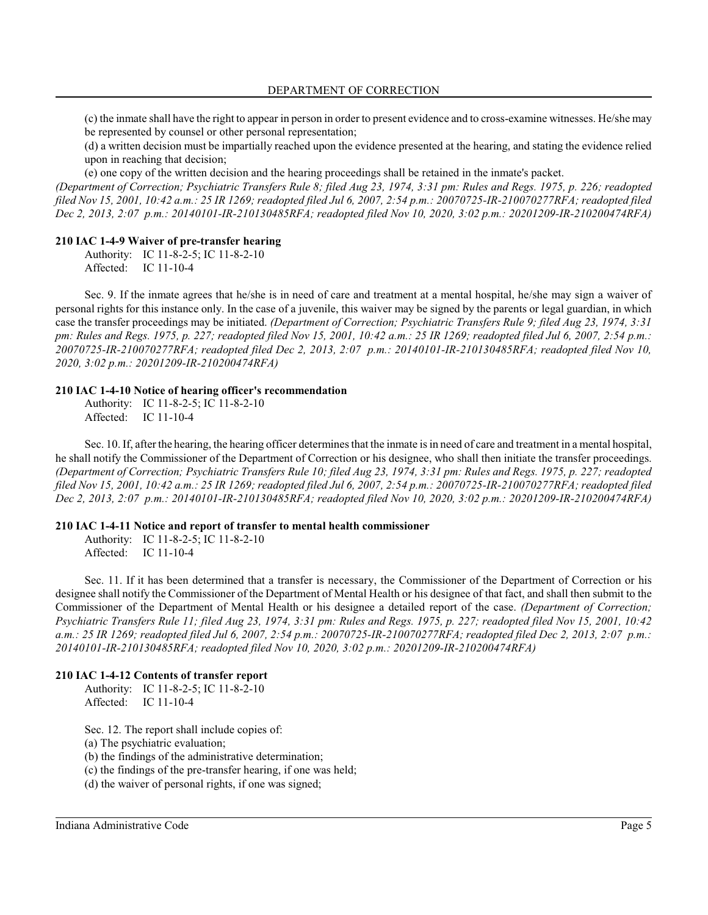(c) the inmate shall have the right to appear in person in order to present evidence and to cross-examine witnesses. He/she may be represented by counsel or other personal representation;

(d) a written decision must be impartially reached upon the evidence presented at the hearing, and stating the evidence relied upon in reaching that decision;

(e) one copy of the written decision and the hearing proceedings shall be retained in the inmate's packet.

*(Department of Correction; Psychiatric Transfers Rule 8; filed Aug 23, 1974, 3:31 pm: Rules and Regs. 1975, p. 226; readopted filed Nov 15, 2001, 10:42 a.m.: 25 IR 1269; readopted filed Jul 6, 2007, 2:54 p.m.: 20070725-IR-210070277RFA; readopted filed Dec 2, 2013, 2:07 p.m.: 20140101-IR-210130485RFA; readopted filed Nov 10, 2020, 3:02 p.m.: 20201209-IR-210200474RFA)*

**210 IAC 1-4-9 Waiver of pre-transfer hearing**

Authority: IC 11-8-2-5; IC 11-8-2-10
Affected: IC 11-10-4

Sec. 9. If the inmate agrees that he/she is in need of care and treatment at a mental hospital, he/she may sign a waiver of personal rights for this instance only. In the case of a juvenile, this waiver may be signed by the parents or legal guardian, in which case the transfer proceedings may be initiated. *(Department of Correction; Psychiatric Transfers Rule 9; filed Aug 23, 1974, 3:31 pm: Rules and Regs. 1975, p. 227; readopted filed Nov 15, 2001, 10:42 a.m.: 25 IR 1269; readopted filed Jul 6, 2007, 2:54 p.m.: 20070725-IR-210070277RFA; readopted filed Dec 2, 2013, 2:07 p.m.: 20140101-IR-210130485RFA; readopted filed Nov 10, 2020, 3:02 p.m.: 20201209-IR-210200474RFA)*

**210 IAC 1-4-10 Notice of hearing officer's recommendation**

Authority: IC 11-8-2-5; IC 11-8-2-10
Affected: IC 11-10-4

Sec. 10. If, after the hearing, the hearing officer determines that the inmate is in need of care and treatment in a mental hospital, he shall notify the Commissioner of the Department of Correction or his designee, who shall then initiate the transfer proceedings. *(Department of Correction; Psychiatric Transfers Rule 10; filed Aug 23, 1974, 3:31 pm: Rules and Regs. 1975, p. 227; readopted filed Nov 15, 2001, 10:42 a.m.: 25 IR 1269; readopted filed Jul 6, 2007, 2:54 p.m.: 20070725-IR-210070277RFA; readopted filed Dec 2, 2013, 2:07 p.m.: 20140101-IR-210130485RFA; readopted filed Nov 10, 2020, 3:02 p.m.: 20201209-IR-210200474RFA)*

**210 IAC 1-4-11 Notice and report of transfer to mental health commissioner**

Authority: IC 11-8-2-5; IC 11-8-2-10
Affected: IC 11-10-4

Sec. 11. If it has been determined that a transfer is necessary, the Commissioner of the Department of Correction or his designee shall notify the Commissioner of the Department of Mental Health or his designee of that fact, and shall then submit to the Commissioner of the Department of Mental Health or his designee a detailed report of the case. *(Department of Correction; Psychiatric Transfers Rule 11; filed Aug 23, 1974, 3:31 pm: Rules and Regs. 1975, p. 227; readopted filed Nov 15, 2001, 10:42 a.m.: 25 IR 1269; readopted filed Jul 6, 2007, 2:54 p.m.: 20070725-IR-210070277RFA; readopted filed Dec 2, 2013, 2:07 p.m.: 20140101-IR-210130485RFA; readopted filed Nov 10, 2020, 3:02 p.m.: 20201209-IR-210200474RFA)*

**210 IAC 1-4-12 Contents of transfer report**

Authority: IC 11-8-2-5; IC 11-8-2-10
Affected: IC 11-10-4

Sec. 12. The report shall include copies of:

(a) The psychiatric evaluation;

(b) the findings of the administrative determination;

(c) the findings of the pre-transfer hearing, if one was held;

(d) the waiver of personal rights, if one was signed;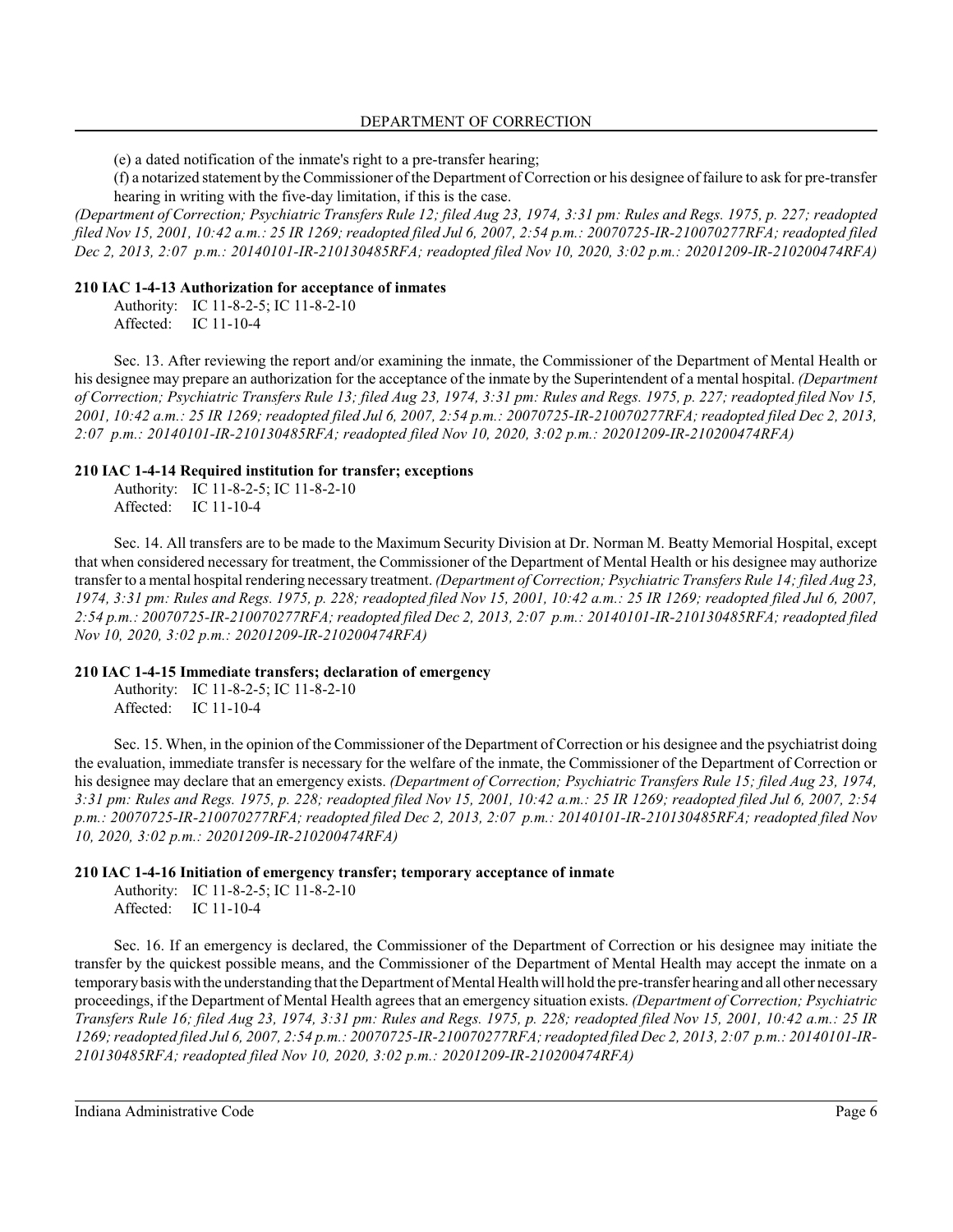(e) a dated notification of the inmate's right to a pre-transfer hearing;

(f) a notarized statement by the Commissioner of the Department of Correction or his designee of failure to ask for pre-transfer hearing in writing with the five-day limitation, if this is the case.

*(Department of Correction; Psychiatric Transfers Rule 12; filed Aug 23, 1974, 3:31 pm: Rules and Regs. 1975, p. 227; readopted filed Nov 15, 2001, 10:42 a.m.: 25 IR 1269; readopted filed Jul 6, 2007, 2:54 p.m.: 20070725-IR-210070277RFA; readopted filed Dec 2, 2013, 2:07 p.m.: 20140101-IR-210130485RFA; readopted filed Nov 10, 2020, 3:02 p.m.: 20201209-IR-210200474RFA)*

**210 IAC 1-4-13 Authorization for acceptance of inmates**

Authority: IC 11-8-2-5; IC 11-8-2-10
Affected: IC 11-10-4

Sec. 13. After reviewing the report and/or examining the inmate, the Commissioner of the Department of Mental Health or his designee may prepare an authorization for the acceptance of the inmate by the Superintendent of a mental hospital. *(Department of Correction; Psychiatric Transfers Rule 13; filed Aug 23, 1974, 3:31 pm: Rules and Regs. 1975, p. 227; readopted filed Nov 15, 2001, 10:42 a.m.: 25 IR 1269; readopted filed Jul 6, 2007, 2:54 p.m.: 20070725-IR-210070277RFA; readopted filed Dec 2, 2013, 2:07 p.m.: 20140101-IR-210130485RFA; readopted filed Nov 10, 2020, 3:02 p.m.: 20201209-IR-210200474RFA)*

**210 IAC 1-4-14 Required institution for transfer; exceptions**

Authority: IC 11-8-2-5; IC 11-8-2-10
Affected: IC 11-10-4

Sec. 14. All transfers are to be made to the Maximum Security Division at Dr. Norman M. Beatty Memorial Hospital, except that when considered necessary for treatment, the Commissioner of the Department of Mental Health or his designee may authorize transfer to a mental hospital rendering necessary treatment. *(Department of Correction; Psychiatric Transfers Rule 14; filed Aug 23, 1974, 3:31 pm: Rules and Regs. 1975, p. 228; readopted filed Nov 15, 2001, 10:42 a.m.: 25 IR 1269; readopted filed Jul 6, 2007, 2:54 p.m.: 20070725-IR-210070277RFA; readopted filed Dec 2, 2013, 2:07 p.m.: 20140101-IR-210130485RFA; readopted filed Nov 10, 2020, 3:02 p.m.: 20201209-IR-210200474RFA)*

**210 IAC 1-4-15 Immediate transfers; declaration of emergency**

Authority: IC 11-8-2-5; IC 11-8-2-10
Affected: IC 11-10-4

Sec. 15. When, in the opinion of the Commissioner of the Department of Correction or his designee and the psychiatrist doing the evaluation, immediate transfer is necessary for the welfare of the inmate, the Commissioner of the Department of Correction or his designee may declare that an emergency exists. *(Department of Correction; Psychiatric Transfers Rule 15; filed Aug 23, 1974, 3:31 pm: Rules and Regs. 1975, p. 228; readopted filed Nov 15, 2001, 10:42 a.m.: 25 IR 1269; readopted filed Jul 6, 2007, 2:54 p.m.: 20070725-IR-210070277RFA; readopted filed Dec 2, 2013, 2:07 p.m.: 20140101-IR-210130485RFA; readopted filed Nov 10, 2020, 3:02 p.m.: 20201209-IR-210200474RFA)*

**210 IAC 1-4-16 Initiation of emergency transfer; temporary acceptance of inmate**

Authority: IC 11-8-2-5; IC 11-8-2-10
Affected: IC 11-10-4

Sec. 16. If an emergency is declared, the Commissioner of the Department of Correction or his designee may initiate the transfer by the quickest possible means, and the Commissioner of the Department of Mental Health may accept the inmate on a temporary basis with the understanding that the Department of Mental Health will hold the pre-transfer hearing and all other necessary proceedings, if the Department of Mental Health agrees that an emergency situation exists. *(Department of Correction; Psychiatric Transfers Rule 16; filed Aug 23, 1974, 3:31 pm: Rules and Regs. 1975, p. 228; readopted filed Nov 15, 2001, 10:42 a.m.: 25 IR 1269; readopted filed Jul 6, 2007, 2:54 p.m.: 20070725-IR-210070277RFA; readopted filed Dec 2, 2013, 2:07 p.m.: 20140101-IR-210130485RFA; readopted filed Nov 10, 2020, 3:02 p.m.: 20201209-IR-210200474RFA)*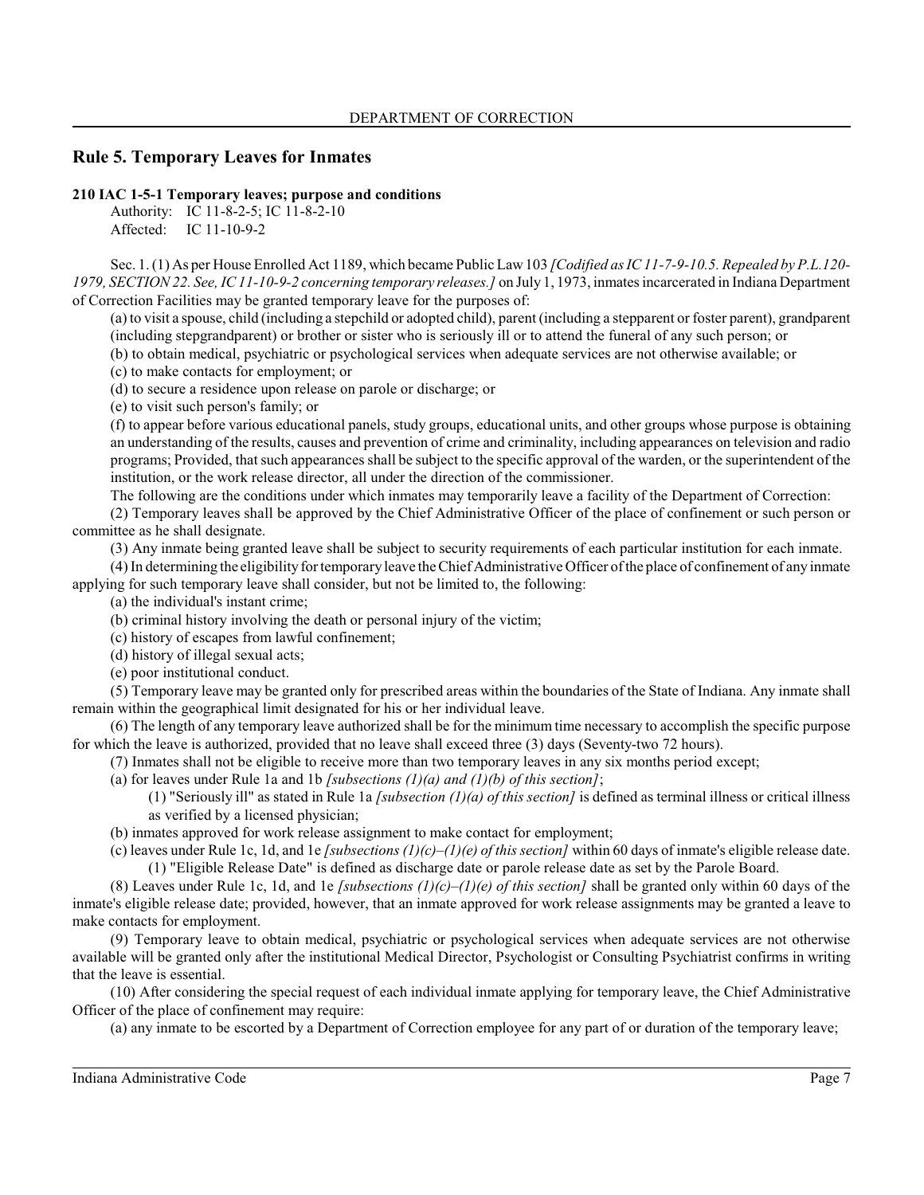## Rule 5. Temporary Leaves for Inmates

**210 IAC 1-5-1 Temporary leaves; purpose and conditions**

Authority: IC 11-8-2-5; IC 11-8-2-10
Affected: IC 11-10-9-2

Sec. 1. (1) As per House Enrolled Act 1189, which became Public Law 103 *[Codified as IC 11-7-9-10.5. Repealed by P.L.120-1979, SECTION 22. See, IC 11-10-9-2 concerning temporary releases.]* on July 1, 1973, inmates incarcerated in Indiana Department of Correction Facilities may be granted temporary leave for the purposes of:

(a) to visit a spouse, child (including a stepchild or adopted child), parent (including a stepparent or foster parent), grandparent (including stepgrandparent) or brother or sister who is seriously ill or to attend the funeral of any such person; or

(b) to obtain medical, psychiatric or psychological services when adequate services are not otherwise available; or

(c) to make contacts for employment; or

(d) to secure a residence upon release on parole or discharge; or

(e) to visit such person's family; or

(f) to appear before various educational panels, study groups, educational units, and other groups whose purpose is obtaining an understanding of the results, causes and prevention of crime and criminality, including appearances on television and radio programs; Provided, that such appearances shall be subject to the specific approval of the warden, or the superintendent of the institution, or the work release director, all under the direction of the commissioner.

The following are the conditions under which inmates may temporarily leave a facility of the Department of Correction:

(2) Temporary leaves shall be approved by the Chief Administrative Officer of the place of confinement or such person or committee as he shall designate.

(3) Any inmate being granted leave shall be subject to security requirements of each particular institution for each inmate.

(4) In determining the eligibility for temporary leave the Chief Administrative Officer of the place of confinement of any inmate applying for such temporary leave shall consider, but not be limited to, the following:

(a) the individual's instant crime;

(b) criminal history involving the death or personal injury of the victim;

(c) history of escapes from lawful confinement;

(d) history of illegal sexual acts;

(e) poor institutional conduct.

(5) Temporary leave may be granted only for prescribed areas within the boundaries of the State of Indiana. Any inmate shall remain within the geographical limit designated for his or her individual leave.

(6) The length of any temporary leave authorized shall be for the minimum time necessary to accomplish the specific purpose for which the leave is authorized, provided that no leave shall exceed three (3) days (Seventy-two 72 hours).

(7) Inmates shall not be eligible to receive more than two temporary leaves in any six months period except;

(a) for leaves under Rule 1a and 1b *[subsections (1)(a) and (1)(b) of this section]*;

(1) "Seriously ill" as stated in Rule 1a *[subsection (1)(a) of this section]* is defined as terminal illness or critical illness as verified by a licensed physician;

(b) inmates approved for work release assignment to make contact for employment;

(c) leaves under Rule 1c, 1d, and 1e *[subsections (1)(c)–(1)(e) of this section]* within 60 days of inmate's eligible release date.

(1) "Eligible Release Date" is defined as discharge date or parole release date as set by the Parole Board.

(8) Leaves under Rule 1c, 1d, and 1e *[subsections (1)(c)–(1)(e) of this section]* shall be granted only within 60 days of the inmate's eligible release date; provided, however, that an inmate approved for work release assignments may be granted a leave to make contacts for employment.

(9) Temporary leave to obtain medical, psychiatric or psychological services when adequate services are not otherwise available will be granted only after the institutional Medical Director, Psychologist or Consulting Psychiatrist confirms in writing that the leave is essential.

(10) After considering the special request of each individual inmate applying for temporary leave, the Chief Administrative Officer of the place of confinement may require:

(a) any inmate to be escorted by a Department of Correction employee for any part of or duration of the temporary leave;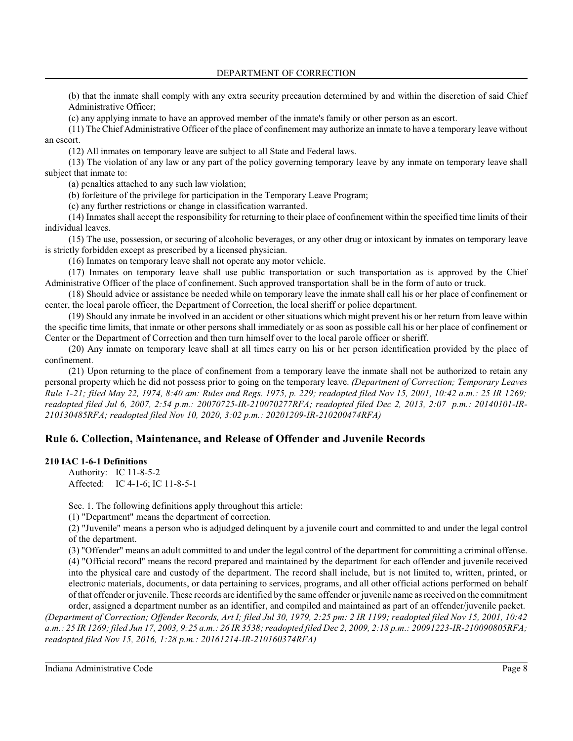(b) that the inmate shall comply with any extra security precaution determined by and within the discretion of said Chief Administrative Officer;

(c) any applying inmate to have an approved member of the inmate's family or other person as an escort.

(11) The Chief Administrative Officer of the place of confinement may authorize an inmate to have a temporary leave without an escort.

(12) All inmates on temporary leave are subject to all State and Federal laws.

(13) The violation of any law or any part of the policy governing temporary leave by any inmate on temporary leave shall subject that inmate to:

(a) penalties attached to any such law violation;

(b) forfeiture of the privilege for participation in the Temporary Leave Program;

(c) any further restrictions or change in classification warranted.

(14) Inmates shall accept the responsibility for returning to their place of confinement within the specified time limits of their individual leaves.

(15) The use, possession, or securing of alcoholic beverages, or any other drug or intoxicant by inmates on temporary leave is strictly forbidden except as prescribed by a licensed physician.

(16) Inmates on temporary leave shall not operate any motor vehicle.

(17) Inmates on temporary leave shall use public transportation or such transportation as is approved by the Chief Administrative Officer of the place of confinement. Such approved transportation shall be in the form of auto or truck.

(18) Should advice or assistance be needed while on temporary leave the inmate shall call his or her place of confinement or center, the local parole officer, the Department of Correction, the local sheriff or police department.

(19) Should any inmate be involved in an accident or other situations which might prevent his or her return from leave within the specific time limits, that inmate or other persons shall immediately or as soon as possible call his or her place of confinement or Center or the Department of Correction and then turn himself over to the local parole officer or sheriff.

(20) Any inmate on temporary leave shall at all times carry on his or her person identification provided by the place of confinement.

(21) Upon returning to the place of confinement from a temporary leave the inmate shall not be authorized to retain any personal property which he did not possess prior to going on the temporary leave. *(Department of Correction; Temporary Leaves Rule 1-21; filed May 22, 1974, 8:40 am: Rules and Regs. 1975, p. 229; readopted filed Nov 15, 2001, 10:42 a.m.: 25 IR 1269; readopted filed Jul 6, 2007, 2:54 p.m.: 20070725-IR-210070277RFA; readopted filed Dec 2, 2013, 2:07 p.m.: 20140101-IR-210130485RFA; readopted filed Nov 10, 2020, 3:02 p.m.: 20201209-IR-210200474RFA)*

## Rule 6. Collection, Maintenance, and Release of Offender and Juvenile Records

**210 IAC 1-6-1 Definitions**

Authority: IC 11-8-5-2
Affected: IC 4-1-6; IC 11-8-5-1

Sec. 1. The following definitions apply throughout this article:

(1) "Department" means the department of correction.

(2) "Juvenile" means a person who is adjudged delinquent by a juvenile court and committed to and under the legal control of the department.

(3) "Offender" means an adult committed to and under the legal control of the department for committing a criminal offense.

(4) "Official record" means the record prepared and maintained by the department for each offender and juvenile received into the physical care and custody of the department. The record shall include, but is not limited to, written, printed, or electronic materials, documents, or data pertaining to services, programs, and all other official actions performed on behalf of that offender or juvenile. These records are identified by the same offender or juvenile name as received on the commitment order, assigned a department number as an identifier, and compiled and maintained as part of an offender/juvenile packet.

*(Department of Correction; Offender Records, Art I; filed Jul 30, 1979, 2:25 pm: 2 IR 1199; readopted filed Nov 15, 2001, 10:42 a.m.: 25 IR 1269; filed Jun 17, 2003, 9:25 a.m.: 26 IR 3538; readopted filed Dec 2, 2009, 2:18 p.m.: 20091223-IR-210090805RFA; readopted filed Nov 15, 2016, 1:28 p.m.: 20161214-IR-210160374RFA)*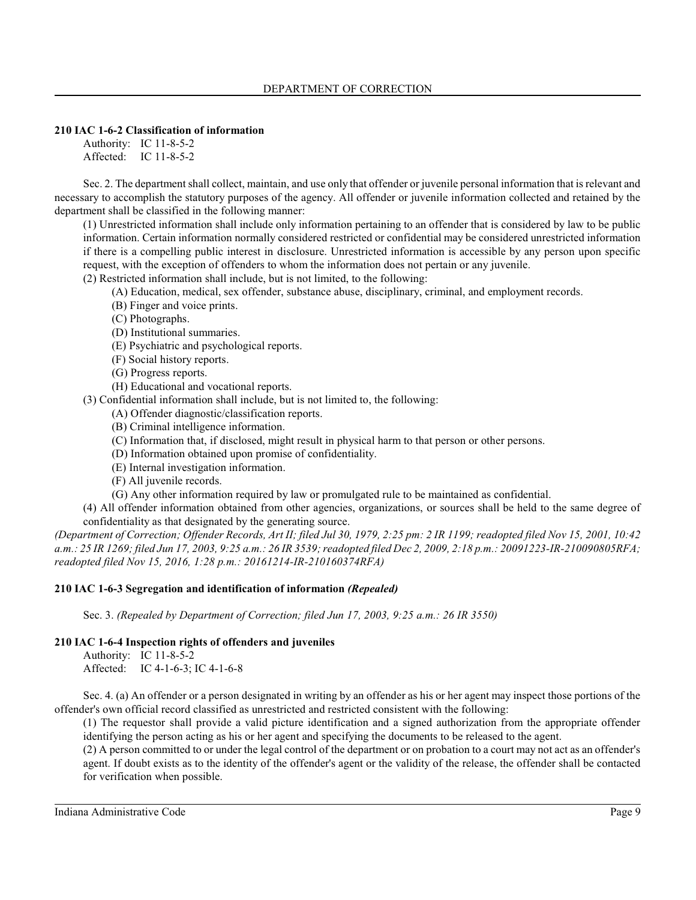**210 IAC 1-6-2 Classification of information**

Authority: IC 11-8-5-2
Affected: IC 11-8-5-2

Sec. 2. The department shall collect, maintain, and use only that offender or juvenile personal information that is relevant and necessary to accomplish the statutory purposes of the agency. All offender or juvenile information collected and retained by the department shall be classified in the following manner:

(1) Unrestricted information shall include only information pertaining to an offender that is considered by law to be public information. Certain information normally considered restricted or confidential may be considered unrestricted information if there is a compelling public interest in disclosure. Unrestricted information is accessible by any person upon specific request, with the exception of offenders to whom the information does not pertain or any juvenile.

(2) Restricted information shall include, but is not limited, to the following:

(A) Education, medical, sex offender, substance abuse, disciplinary, criminal, and employment records.
(B) Finger and voice prints.
(C) Photographs.
(D) Institutional summaries.
(E) Psychiatric and psychological reports.
(F) Social history reports.
(G) Progress reports.
(H) Educational and vocational reports.

(3) Confidential information shall include, but is not limited to, the following:

(A) Offender diagnostic/classification reports.
(B) Criminal intelligence information.
(C) Information that, if disclosed, might result in physical harm to that person or other persons.
(D) Information obtained upon promise of confidentiality.
(E) Internal investigation information.
(F) All juvenile records.
(G) Any other information required by law or promulgated rule to be maintained as confidential.

(4) All offender information obtained from other agencies, organizations, or sources shall be held to the same degree of confidentiality as that designated by the generating source.

*(Department of Correction; Offender Records, Art II; filed Jul 30, 1979, 2:25 pm: 2 IR 1199; readopted filed Nov 15, 2001, 10:42 a.m.: 25 IR 1269; filed Jun 17, 2003, 9:25 a.m.: 26 IR 3539; readopted filed Dec 2, 2009, 2:18 p.m.: 20091223-IR-210090805RFA; readopted filed Nov 15, 2016, 1:28 p.m.: 20161214-IR-210160374RFA)*

**210 IAC 1-6-3 Segregation and identification of information *(Repealed)***

Sec. 3. *(Repealed by Department of Correction; filed Jun 17, 2003, 9:25 a.m.: 26 IR 3550)*

**210 IAC 1-6-4 Inspection rights of offenders and juveniles**

Authority: IC 11-8-5-2
Affected: IC 4-1-6-3; IC 4-1-6-8

Sec. 4. (a) An offender or a person designated in writing by an offender as his or her agent may inspect those portions of the offender's own official record classified as unrestricted and restricted consistent with the following:

(1) The requestor shall provide a valid picture identification and a signed authorization from the appropriate offender identifying the person acting as his or her agent and specifying the documents to be released to the agent.

(2) A person committed to or under the legal control of the department or on probation to a court may not act as an offender's agent. If doubt exists as to the identity of the offender's agent or the validity of the release, the offender shall be contacted for verification when possible.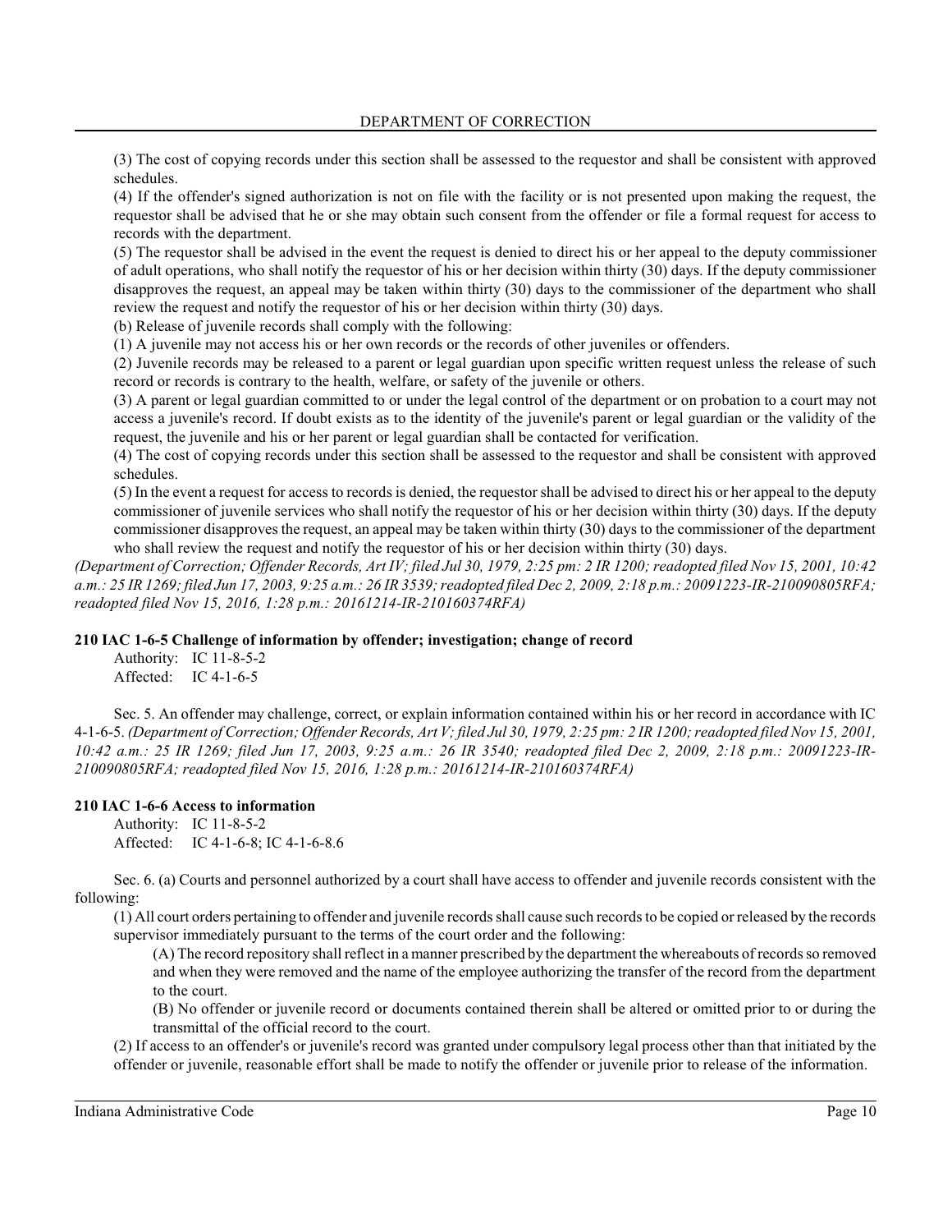(3) The cost of copying records under this section shall be assessed to the requestor and shall be consistent with approved schedules.

(4) If the offender's signed authorization is not on file with the facility or is not presented upon making the request, the requestor shall be advised that he or she may obtain such consent from the offender or file a formal request for access to records with the department.

(5) The requestor shall be advised in the event the request is denied to direct his or her appeal to the deputy commissioner of adult operations, who shall notify the requestor of his or her decision within thirty (30) days. If the deputy commissioner disapproves the request, an appeal may be taken within thirty (30) days to the commissioner of the department who shall review the request and notify the requestor of his or her decision within thirty (30) days.

(b) Release of juvenile records shall comply with the following:

(1) A juvenile may not access his or her own records or the records of other juveniles or offenders.

(2) Juvenile records may be released to a parent or legal guardian upon specific written request unless the release of such record or records is contrary to the health, welfare, or safety of the juvenile or others.

(3) A parent or legal guardian committed to or under the legal control of the department or on probation to a court may not access a juvenile's record. If doubt exists as to the identity of the juvenile's parent or legal guardian or the validity of the request, the juvenile and his or her parent or legal guardian shall be contacted for verification.

(4) The cost of copying records under this section shall be assessed to the requestor and shall be consistent with approved schedules.

(5) In the event a request for access to records is denied, the requestor shall be advised to direct his or her appeal to the deputy commissioner of juvenile services who shall notify the requestor of his or her decision within thirty (30) days. If the deputy commissioner disapproves the request, an appeal may be taken within thirty (30) days to the commissioner of the department who shall review the request and notify the requestor of his or her decision within thirty (30) days.

*(Department of Correction; Offender Records, Art IV; filed Jul 30, 1979, 2:25 pm: 2 IR 1200; readopted filed Nov 15, 2001, 10:42 a.m.: 25 IR 1269; filed Jun 17, 2003, 9:25 a.m.: 26 IR 3539; readopted filed Dec 2, 2009, 2:18 p.m.: 20091223-IR-210090805RFA; readopted filed Nov 15, 2016, 1:28 p.m.: 20161214-IR-210160374RFA)*

### 210 IAC 1-6-5 Challenge of information by offender; investigation; change of record

Authority: IC 11-8-5-2
Affected: IC 4-1-6-5

Sec. 5. An offender may challenge, correct, or explain information contained within his or her record in accordance with IC 4-1-6-5. *(Department of Correction; Offender Records, Art V; filed Jul 30, 1979, 2:25 pm: 2 IR 1200; readopted filed Nov 15, 2001, 10:42 a.m.: 25 IR 1269; filed Jun 17, 2003, 9:25 a.m.: 26 IR 3540; readopted filed Dec 2, 2009, 2:18 p.m.: 20091223-IR-210090805RFA; readopted filed Nov 15, 2016, 1:28 p.m.: 20161214-IR-210160374RFA)*

### 210 IAC 1-6-6 Access to information

Authority: IC 11-8-5-2
Affected: IC 4-1-6-8; IC 4-1-6-8.6

Sec. 6. (a) Courts and personnel authorized by a court shall have access to offender and juvenile records consistent with the following:

(1) All court orders pertaining to offender and juvenile records shall cause such records to be copied or released by the records supervisor immediately pursuant to the terms of the court order and the following:

(A) The record repository shall reflect in a manner prescribed by the department the whereabouts of records so removed and when they were removed and the name of the employee authorizing the transfer of the record from the department to the court.

(B) No offender or juvenile record or documents contained therein shall be altered or omitted prior to or during the transmittal of the official record to the court.

(2) If access to an offender's or juvenile's record was granted under compulsory legal process other than that initiated by the offender or juvenile, reasonable effort shall be made to notify the offender or juvenile prior to release of the information.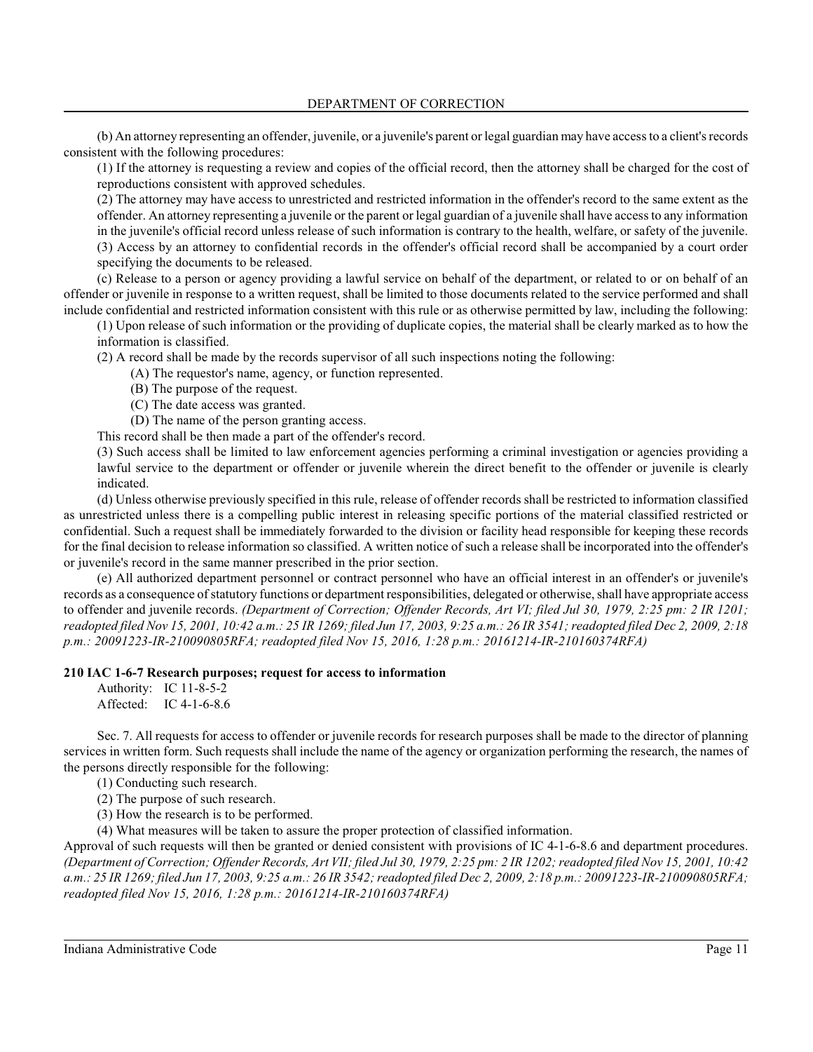(b) An attorney representing an offender, juvenile, or a juvenile's parent or legal guardian may have access to a client's records consistent with the following procedures:

(1) If the attorney is requesting a review and copies of the official record, then the attorney shall be charged for the cost of reproductions consistent with approved schedules.

(2) The attorney may have access to unrestricted and restricted information in the offender's record to the same extent as the offender. An attorney representing a juvenile or the parent or legal guardian of a juvenile shall have access to any information in the juvenile's official record unless release of such information is contrary to the health, welfare, or safety of the juvenile.

(3) Access by an attorney to confidential records in the offender's official record shall be accompanied by a court order specifying the documents to be released.

(c) Release to a person or agency providing a lawful service on behalf of the department, or related to or on behalf of an offender or juvenile in response to a written request, shall be limited to those documents related to the service performed and shall include confidential and restricted information consistent with this rule or as otherwise permitted by law, including the following:

(1) Upon release of such information or the providing of duplicate copies, the material shall be clearly marked as to how the information is classified.

(2) A record shall be made by the records supervisor of all such inspections noting the following:

(A) The requestor's name, agency, or function represented.

(B) The purpose of the request.

(C) The date access was granted.

(D) The name of the person granting access.

This record shall be then made a part of the offender's record.

(3) Such access shall be limited to law enforcement agencies performing a criminal investigation or agencies providing a lawful service to the department or offender or juvenile wherein the direct benefit to the offender or juvenile is clearly indicated.

(d) Unless otherwise previously specified in this rule, release of offender records shall be restricted to information classified as unrestricted unless there is a compelling public interest in releasing specific portions of the material classified restricted or confidential. Such a request shall be immediately forwarded to the division or facility head responsible for keeping these records for the final decision to release information so classified. A written notice of such a release shall be incorporated into the offender's or juvenile's record in the same manner prescribed in the prior section.

(e) All authorized department personnel or contract personnel who have an official interest in an offender's or juvenile's records as a consequence of statutory functions or department responsibilities, delegated or otherwise, shall have appropriate access to offender and juvenile records. *(Department of Correction; Offender Records, Art VI; filed Jul 30, 1979, 2:25 pm: 2 IR 1201; readopted filed Nov 15, 2001, 10:42 a.m.: 25 IR 1269; filed Jun 17, 2003, 9:25 a.m.: 26 IR 3541; readopted filed Dec 2, 2009, 2:18 p.m.: 20091223-IR-210090805RFA; readopted filed Nov 15, 2016, 1:28 p.m.: 20161214-IR-210160374RFA)*

### 210 IAC 1-6-7 Research purposes; request for access to information

Authority: IC 11-8-5-2
Affected: IC 4-1-6-8.6

Sec. 7. All requests for access to offender or juvenile records for research purposes shall be made to the director of planning services in written form. Such requests shall include the name of the agency or organization performing the research, the names of the persons directly responsible for the following:

(1) Conducting such research.

(2) The purpose of such research.

(3) How the research is to be performed.

(4) What measures will be taken to assure the proper protection of classified information.

Approval of such requests will then be granted or denied consistent with provisions of IC 4-1-6-8.6 and department procedures. *(Department of Correction; Offender Records, Art VII; filed Jul 30, 1979, 2:25 pm: 2 IR 1202; readopted filed Nov 15, 2001, 10:42 a.m.: 25 IR 1269; filed Jun 17, 2003, 9:25 a.m.: 26 IR 3542; readopted filed Dec 2, 2009, 2:18 p.m.: 20091223-IR-210090805RFA; readopted filed Nov 15, 2016, 1:28 p.m.: 20161214-IR-210160374RFA)*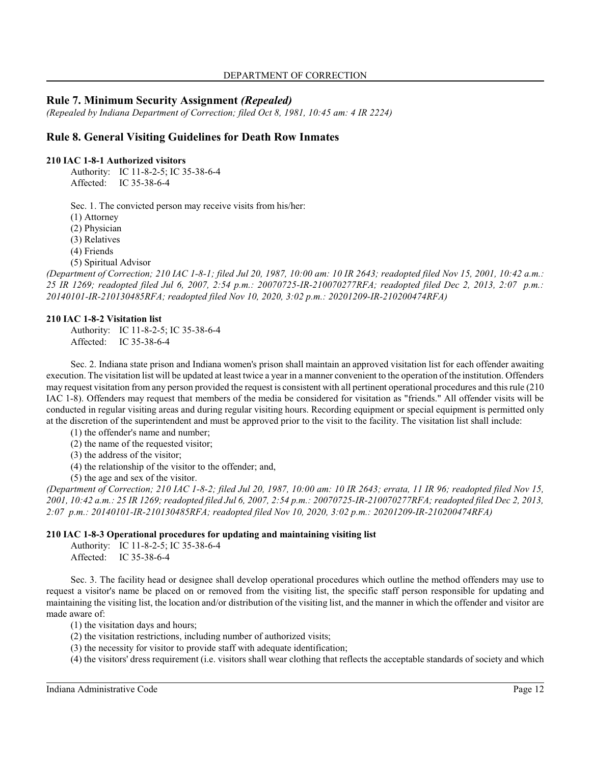## Rule 7. Minimum Security Assignment *(Repealed)*

*(Repealed by Indiana Department of Correction; filed Oct 8, 1981, 10:45 am: 4 IR 2224)*

## Rule 8. General Visiting Guidelines for Death Row Inmates

### 210 IAC 1-8-1 Authorized visitors

Authority: IC 11-8-2-5; IC 35-38-6-4
Affected: IC 35-38-6-4

Sec. 1. The convicted person may receive visits from his/her:

(1) Attorney
(2) Physician
(3) Relatives
(4) Friends
(5) Spiritual Advisor

*(Department of Correction; 210 IAC 1-8-1; filed Jul 20, 1987, 10:00 am: 10 IR 2643; readopted filed Nov 15, 2001, 10:42 a.m.: 25 IR 1269; readopted filed Jul 6, 2007, 2:54 p.m.: 20070725-IR-210070277RFA; readopted filed Dec 2, 2013, 2:07 p.m.: 20140101-IR-210130485RFA; readopted filed Nov 10, 2020, 3:02 p.m.: 20201209-IR-210200474RFA)*

### 210 IAC 1-8-2 Visitation list

Authority: IC 11-8-2-5; IC 35-38-6-4
Affected: IC 35-38-6-4

Sec. 2. Indiana state prison and Indiana women's prison shall maintain an approved visitation list for each offender awaiting execution. The visitation list will be updated at least twice a year in a manner convenient to the operation of the institution. Offenders may request visitation from any person provided the request is consistent with all pertinent operational procedures and this rule (210 IAC 1-8). Offenders may request that members of the media be considered for visitation as "friends." All offender visits will be conducted in regular visiting areas and during regular visiting hours. Recording equipment or special equipment is permitted only at the discretion of the superintendent and must be approved prior to the visit to the facility. The visitation list shall include:

(1) the offender's name and number;
(2) the name of the requested visitor;
(3) the address of the visitor;
(4) the relationship of the visitor to the offender; and,
(5) the age and sex of the visitor.

*(Department of Correction; 210 IAC 1-8-2; filed Jul 20, 1987, 10:00 am: 10 IR 2643; errata, 11 IR 96; readopted filed Nov 15, 2001, 10:42 a.m.: 25 IR 1269; readopted filed Jul 6, 2007, 2:54 p.m.: 20070725-IR-210070277RFA; readopted filed Dec 2, 2013, 2:07 p.m.: 20140101-IR-210130485RFA; readopted filed Nov 10, 2020, 3:02 p.m.: 20201209-IR-210200474RFA)*

### 210 IAC 1-8-3 Operational procedures for updating and maintaining visiting list

Authority: IC 11-8-2-5; IC 35-38-6-4
Affected: IC 35-38-6-4

Sec. 3. The facility head or designee shall develop operational procedures which outline the method offenders may use to request a visitor's name be placed on or removed from the visiting list, the specific staff person responsible for updating and maintaining the visiting list, the location and/or distribution of the visiting list, and the manner in which the offender and visitor are made aware of:

(1) the visitation days and hours;
(2) the visitation restrictions, including number of authorized visits;
(3) the necessity for visitor to provide staff with adequate identification;
(4) the visitors' dress requirement (i.e. visitors shall wear clothing that reflects the acceptable standards of society and which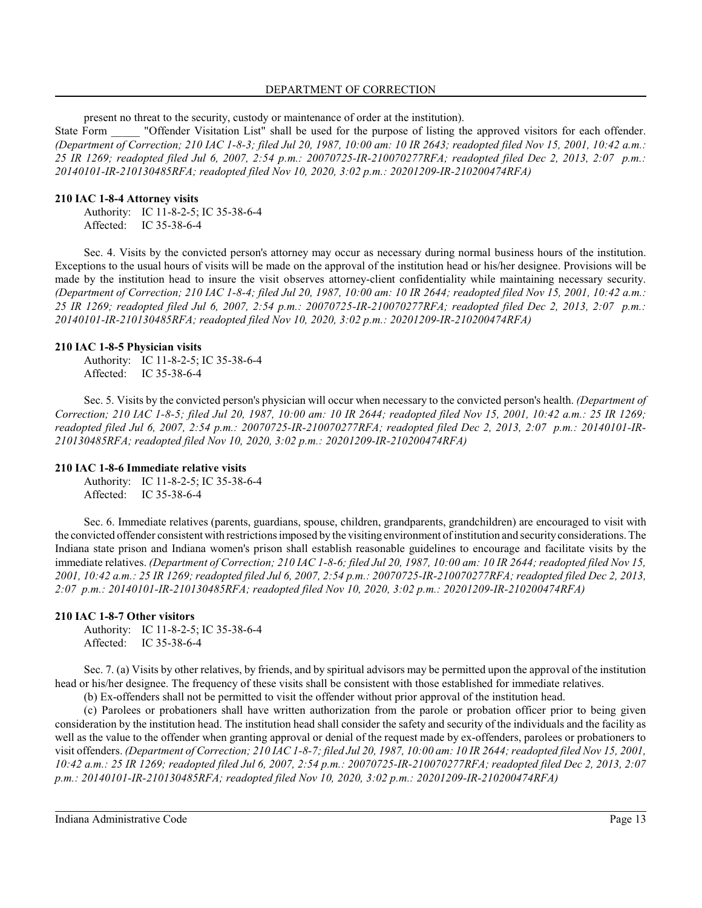present no threat to the security, custody or maintenance of order at the institution).

State Form _____ "Offender Visitation List" shall be used for the purpose of listing the approved visitors for each offender. *(Department of Correction; 210 IAC 1-8-3; filed Jul 20, 1987, 10:00 am: 10 IR 2643; readopted filed Nov 15, 2001, 10:42 a.m.: 25 IR 1269; readopted filed Jul 6, 2007, 2:54 p.m.: 20070725-IR-210070277RFA; readopted filed Dec 2, 2013, 2:07 p.m.: 20140101-IR-210130485RFA; readopted filed Nov 10, 2020, 3:02 p.m.: 20201209-IR-210200474RFA)*

**210 IAC 1-8-4 Attorney visits**

Authority: IC 11-8-2-5; IC 35-38-6-4
Affected: IC 35-38-6-4

Sec. 4. Visits by the convicted person's attorney may occur as necessary during normal business hours of the institution. Exceptions to the usual hours of visits will be made on the approval of the institution head or his/her designee. Provisions will be made by the institution head to insure the visit observes attorney-client confidentiality while maintaining necessary security. *(Department of Correction; 210 IAC 1-8-4; filed Jul 20, 1987, 10:00 am: 10 IR 2644; readopted filed Nov 15, 2001, 10:42 a.m.: 25 IR 1269; readopted filed Jul 6, 2007, 2:54 p.m.: 20070725-IR-210070277RFA; readopted filed Dec 2, 2013, 2:07 p.m.: 20140101-IR-210130485RFA; readopted filed Nov 10, 2020, 3:02 p.m.: 20201209-IR-210200474RFA)*

**210 IAC 1-8-5 Physician visits**

Authority: IC 11-8-2-5; IC 35-38-6-4
Affected: IC 35-38-6-4

Sec. 5. Visits by the convicted person's physician will occur when necessary to the convicted person's health. *(Department of Correction; 210 IAC 1-8-5; filed Jul 20, 1987, 10:00 am: 10 IR 2644; readopted filed Nov 15, 2001, 10:42 a.m.: 25 IR 1269; readopted filed Jul 6, 2007, 2:54 p.m.: 20070725-IR-210070277RFA; readopted filed Dec 2, 2013, 2:07 p.m.: 20140101-IR-210130485RFA; readopted filed Nov 10, 2020, 3:02 p.m.: 20201209-IR-210200474RFA)*

**210 IAC 1-8-6 Immediate relative visits**

Authority: IC 11-8-2-5; IC 35-38-6-4
Affected: IC 35-38-6-4

Sec. 6. Immediate relatives (parents, guardians, spouse, children, grandparents, grandchildren) are encouraged to visit with the convicted offender consistent with restrictions imposed by the visiting environment of institution and security considerations. The Indiana state prison and Indiana women's prison shall establish reasonable guidelines to encourage and facilitate visits by the immediate relatives. *(Department of Correction; 210 IAC 1-8-6; filed Jul 20, 1987, 10:00 am: 10 IR 2644; readopted filed Nov 15, 2001, 10:42 a.m.: 25 IR 1269; readopted filed Jul 6, 2007, 2:54 p.m.: 20070725-IR-210070277RFA; readopted filed Dec 2, 2013, 2:07 p.m.: 20140101-IR-210130485RFA; readopted filed Nov 10, 2020, 3:02 p.m.: 20201209-IR-210200474RFA)*

**210 IAC 1-8-7 Other visitors**

Authority: IC 11-8-2-5; IC 35-38-6-4
Affected: IC 35-38-6-4

Sec. 7. (a) Visits by other relatives, by friends, and by spiritual advisors may be permitted upon the approval of the institution head or his/her designee. The frequency of these visits shall be consistent with those established for immediate relatives.

(b) Ex-offenders shall not be permitted to visit the offender without prior approval of the institution head.

(c) Parolees or probationers shall have written authorization from the parole or probation officer prior to being given consideration by the institution head. The institution head shall consider the safety and security of the individuals and the facility as well as the value to the offender when granting approval or denial of the request made by ex-offenders, parolees or probationers to visit offenders. *(Department of Correction; 210 IAC 1-8-7; filed Jul 20, 1987, 10:00 am: 10 IR 2644; readopted filed Nov 15, 2001, 10:42 a.m.: 25 IR 1269; readopted filed Jul 6, 2007, 2:54 p.m.: 20070725-IR-210070277RFA; readopted filed Dec 2, 2013, 2:07 p.m.: 20140101-IR-210130485RFA; readopted filed Nov 10, 2020, 3:02 p.m.: 20201209-IR-210200474RFA)*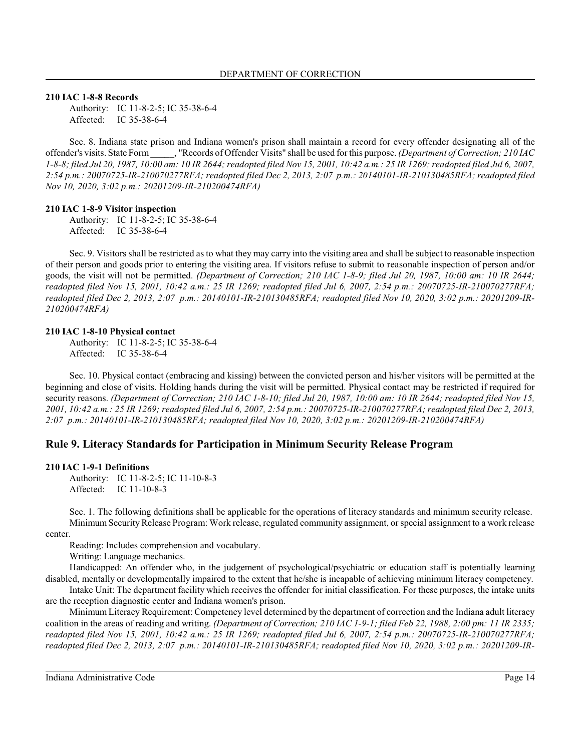**210 IAC 1-8-8 Records**

Authority: IC 11-8-2-5; IC 35-38-6-4
Affected: IC 35-38-6-4

Sec. 8. Indiana state prison and Indiana women's prison shall maintain a record for every offender designating all of the offender's visits. State Form _____, "Records of Offender Visits" shall be used for this purpose. *(Department of Correction; 210 IAC 1-8-8; filed Jul 20, 1987, 10:00 am: 10 IR 2644; readopted filed Nov 15, 2001, 10:42 a.m.: 25 IR 1269; readopted filed Jul 6, 2007, 2:54 p.m.: 20070725-IR-210070277RFA; readopted filed Dec 2, 2013, 2:07 p.m.: 20140101-IR-210130485RFA; readopted filed Nov 10, 2020, 3:02 p.m.: 20201209-IR-210200474RFA)*

**210 IAC 1-8-9 Visitor inspection**

Authority: IC 11-8-2-5; IC 35-38-6-4
Affected: IC 35-38-6-4

Sec. 9. Visitors shall be restricted as to what they may carry into the visiting area and shall be subject to reasonable inspection of their person and goods prior to entering the visiting area. If visitors refuse to submit to reasonable inspection of person and/or goods, the visit will not be permitted. *(Department of Correction; 210 IAC 1-8-9; filed Jul 20, 1987, 10:00 am: 10 IR 2644; readopted filed Nov 15, 2001, 10:42 a.m.: 25 IR 1269; readopted filed Jul 6, 2007, 2:54 p.m.: 20070725-IR-210070277RFA; readopted filed Dec 2, 2013, 2:07 p.m.: 20140101-IR-210130485RFA; readopted filed Nov 10, 2020, 3:02 p.m.: 20201209-IR-210200474RFA)*

**210 IAC 1-8-10 Physical contact**

Authority: IC 11-8-2-5; IC 35-38-6-4
Affected: IC 35-38-6-4

Sec. 10. Physical contact (embracing and kissing) between the convicted person and his/her visitors will be permitted at the beginning and close of visits. Holding hands during the visit will be permitted. Physical contact may be restricted if required for security reasons. *(Department of Correction; 210 IAC 1-8-10; filed Jul 20, 1987, 10:00 am: 10 IR 2644; readopted filed Nov 15, 2001, 10:42 a.m.: 25 IR 1269; readopted filed Jul 6, 2007, 2:54 p.m.: 20070725-IR-210070277RFA; readopted filed Dec 2, 2013, 2:07 p.m.: 20140101-IR-210130485RFA; readopted filed Nov 10, 2020, 3:02 p.m.: 20201209-IR-210200474RFA)*

## Rule 9. Literacy Standards for Participation in Minimum Security Release Program

**210 IAC 1-9-1 Definitions**

Authority: IC 11-8-2-5; IC 11-10-8-3
Affected: IC 11-10-8-3

Sec. 1. The following definitions shall be applicable for the operations of literacy standards and minimum security release.

Minimum Security Release Program: Work release, regulated community assignment, or special assignment to a work release center.

Reading: Includes comprehension and vocabulary.

Writing: Language mechanics.

Handicapped: An offender who, in the judgement of psychological/psychiatric or education staff is potentially learning disabled, mentally or developmentally impaired to the extent that he/she is incapable of achieving minimum literacy competency.

Intake Unit: The department facility which receives the offender for initial classification. For these purposes, the intake units are the reception diagnostic center and Indiana women's prison.

Minimum Literacy Requirement: Competency level determined by the department of correction and the Indiana adult literacy coalition in the areas of reading and writing. *(Department of Correction; 210 IAC 1-9-1; filed Feb 22, 1988, 2:00 pm: 11 IR 2335; readopted filed Nov 15, 2001, 10:42 a.m.: 25 IR 1269; readopted filed Jul 6, 2007, 2:54 p.m.: 20070725-IR-210070277RFA; readopted filed Dec 2, 2013, 2:07 p.m.: 20140101-IR-210130485RFA; readopted filed Nov 10, 2020, 3:02 p.m.: 20201209-IR-*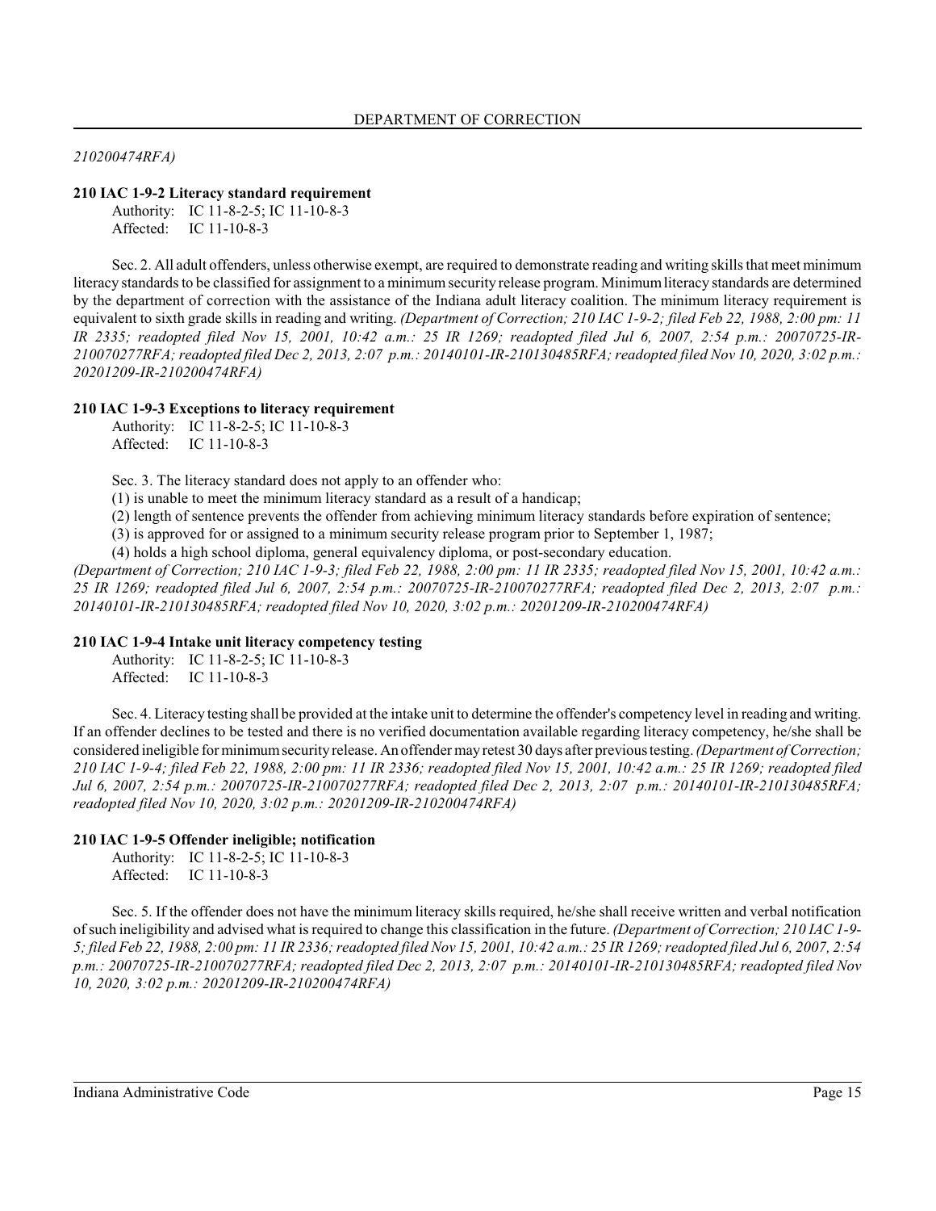*210200474RFA)*

**210 IAC 1-9-2 Literacy standard requirement**

Authority: IC 11-8-2-5; IC 11-10-8-3
Affected: IC 11-10-8-3

Sec. 2. All adult offenders, unless otherwise exempt, are required to demonstrate reading and writing skills that meet minimum literacy standards to be classified for assignment to a minimum security release program. Minimum literacy standards are determined by the department of correction with the assistance of the Indiana adult literacy coalition. The minimum literacy requirement is equivalent to sixth grade skills in reading and writing. *(Department of Correction; 210 IAC 1-9-2; filed Feb 22, 1988, 2:00 pm: 11 IR 2335; readopted filed Nov 15, 2001, 10:42 a.m.: 25 IR 1269; readopted filed Jul 6, 2007, 2:54 p.m.: 20070725-IR-210070277RFA; readopted filed Dec 2, 2013, 2:07 p.m.: 20140101-IR-210130485RFA; readopted filed Nov 10, 2020, 3:02 p.m.: 20201209-IR-210200474RFA)*

**210 IAC 1-9-3 Exceptions to literacy requirement**

Authority: IC 11-8-2-5; IC 11-10-8-3
Affected: IC 11-10-8-3

Sec. 3. The literacy standard does not apply to an offender who:

(1) is unable to meet the minimum literacy standard as a result of a handicap;

(2) length of sentence prevents the offender from achieving minimum literacy standards before expiration of sentence;

(3) is approved for or assigned to a minimum security release program prior to September 1, 1987;

(4) holds a high school diploma, general equivalency diploma, or post-secondary education.

*(Department of Correction; 210 IAC 1-9-3; filed Feb 22, 1988, 2:00 pm: 11 IR 2335; readopted filed Nov 15, 2001, 10:42 a.m.: 25 IR 1269; readopted filed Jul 6, 2007, 2:54 p.m.: 20070725-IR-210070277RFA; readopted filed Dec 2, 2013, 2:07 p.m.: 20140101-IR-210130485RFA; readopted filed Nov 10, 2020, 3:02 p.m.: 20201209-IR-210200474RFA)*

**210 IAC 1-9-4 Intake unit literacy competency testing**

Authority: IC 11-8-2-5; IC 11-10-8-3
Affected: IC 11-10-8-3

Sec. 4. Literacy testing shall be provided at the intake unit to determine the offender's competency level in reading and writing. If an offender declines to be tested and there is no verified documentation available regarding literacy competency, he/she shall be considered ineligible for minimum security release. An offender may retest 30 days after previous testing. *(Department of Correction; 210 IAC 1-9-4; filed Feb 22, 1988, 2:00 pm: 11 IR 2336; readopted filed Nov 15, 2001, 10:42 a.m.: 25 IR 1269; readopted filed Jul 6, 2007, 2:54 p.m.: 20070725-IR-210070277RFA; readopted filed Dec 2, 2013, 2:07 p.m.: 20140101-IR-210130485RFA; readopted filed Nov 10, 2020, 3:02 p.m.: 20201209-IR-210200474RFA)*

**210 IAC 1-9-5 Offender ineligible; notification**

Authority: IC 11-8-2-5; IC 11-10-8-3
Affected: IC 11-10-8-3

Sec. 5. If the offender does not have the minimum literacy skills required, he/she shall receive written and verbal notification of such ineligibility and advised what is required to change this classification in the future. *(Department of Correction; 210 IAC 1-9-5; filed Feb 22, 1988, 2:00 pm: 11 IR 2336; readopted filed Nov 15, 2001, 10:42 a.m.: 25 IR 1269; readopted filed Jul 6, 2007, 2:54 p.m.: 20070725-IR-210070277RFA; readopted filed Dec 2, 2013, 2:07 p.m.: 20140101-IR-210130485RFA; readopted filed Nov 10, 2020, 3:02 p.m.: 20201209-IR-210200474RFA)*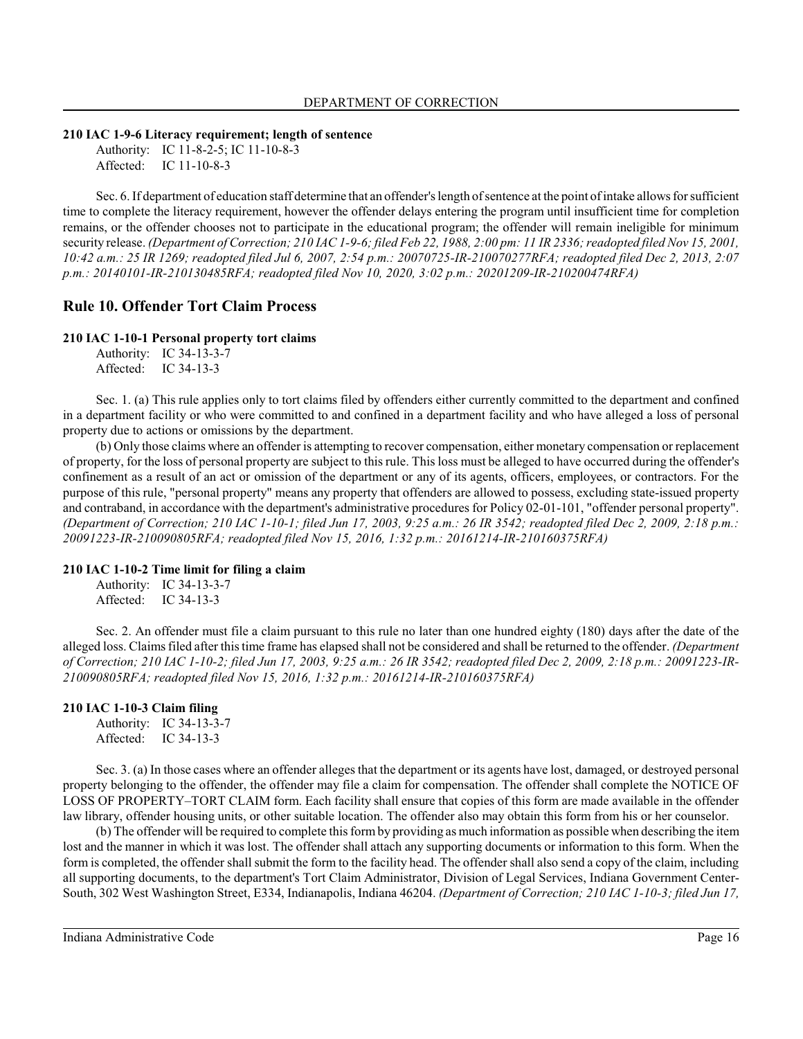**210 IAC 1-9-6 Literacy requirement; length of sentence**

Authority: IC 11-8-2-5; IC 11-10-8-3
Affected: IC 11-10-8-3

Sec. 6. If department of education staff determine that an offender's length of sentence at the point of intake allows for sufficient time to complete the literacy requirement, however the offender delays entering the program until insufficient time for completion remains, or the offender chooses not to participate in the educational program; the offender will remain ineligible for minimum security release. *(Department of Correction; 210 IAC 1-9-6; filed Feb 22, 1988, 2:00 pm: 11 IR 2336; readopted filed Nov 15, 2001, 10:42 a.m.: 25 IR 1269; readopted filed Jul 6, 2007, 2:54 p.m.: 20070725-IR-210070277RFA; readopted filed Dec 2, 2013, 2:07 p.m.: 20140101-IR-210130485RFA; readopted filed Nov 10, 2020, 3:02 p.m.: 20201209-IR-210200474RFA)*

## Rule 10. Offender Tort Claim Process

**210 IAC 1-10-1 Personal property tort claims**

Authority: IC 34-13-3-7
Affected: IC 34-13-3

Sec. 1. (a) This rule applies only to tort claims filed by offenders either currently committed to the department and confined in a department facility or who were committed to and confined in a department facility and who have alleged a loss of personal property due to actions or omissions by the department.

(b) Only those claims where an offender is attempting to recover compensation, either monetary compensation or replacement of property, for the loss of personal property are subject to this rule. This loss must be alleged to have occurred during the offender's confinement as a result of an act or omission of the department or any of its agents, officers, employees, or contractors. For the purpose of this rule, "personal property" means any property that offenders are allowed to possess, excluding state-issued property and contraband, in accordance with the department's administrative procedures for Policy 02-01-101, "offender personal property". *(Department of Correction; 210 IAC 1-10-1; filed Jun 17, 2003, 9:25 a.m.: 26 IR 3542; readopted filed Dec 2, 2009, 2:18 p.m.: 20091223-IR-210090805RFA; readopted filed Nov 15, 2016, 1:32 p.m.: 20161214-IR-210160375RFA)*

**210 IAC 1-10-2 Time limit for filing a claim**

Authority: IC 34-13-3-7
Affected: IC 34-13-3

Sec. 2. An offender must file a claim pursuant to this rule no later than one hundred eighty (180) days after the date of the alleged loss. Claims filed after this time frame has elapsed shall not be considered and shall be returned to the offender. *(Department of Correction; 210 IAC 1-10-2; filed Jun 17, 2003, 9:25 a.m.: 26 IR 3542; readopted filed Dec 2, 2009, 2:18 p.m.: 20091223-IR-210090805RFA; readopted filed Nov 15, 2016, 1:32 p.m.: 20161214-IR-210160375RFA)*

**210 IAC 1-10-3 Claim filing**

Authority: IC 34-13-3-7
Affected: IC 34-13-3

Sec. 3. (a) In those cases where an offender alleges that the department or its agents have lost, damaged, or destroyed personal property belonging to the offender, the offender may file a claim for compensation. The offender shall complete the NOTICE OF LOSS OF PROPERTY–TORT CLAIM form. Each facility shall ensure that copies of this form are made available in the offender law library, offender housing units, or other suitable location. The offender also may obtain this form from his or her counselor.

(b) The offender will be required to complete this form by providing as much information as possible when describing the item lost and the manner in which it was lost. The offender shall attach any supporting documents or information to this form. When the form is completed, the offender shall submit the form to the facility head. The offender shall also send a copy of the claim, including all supporting documents, to the department's Tort Claim Administrator, Division of Legal Services, Indiana Government Center-South, 302 West Washington Street, E334, Indianapolis, Indiana 46204. *(Department of Correction; 210 IAC 1-10-3; filed Jun 17,*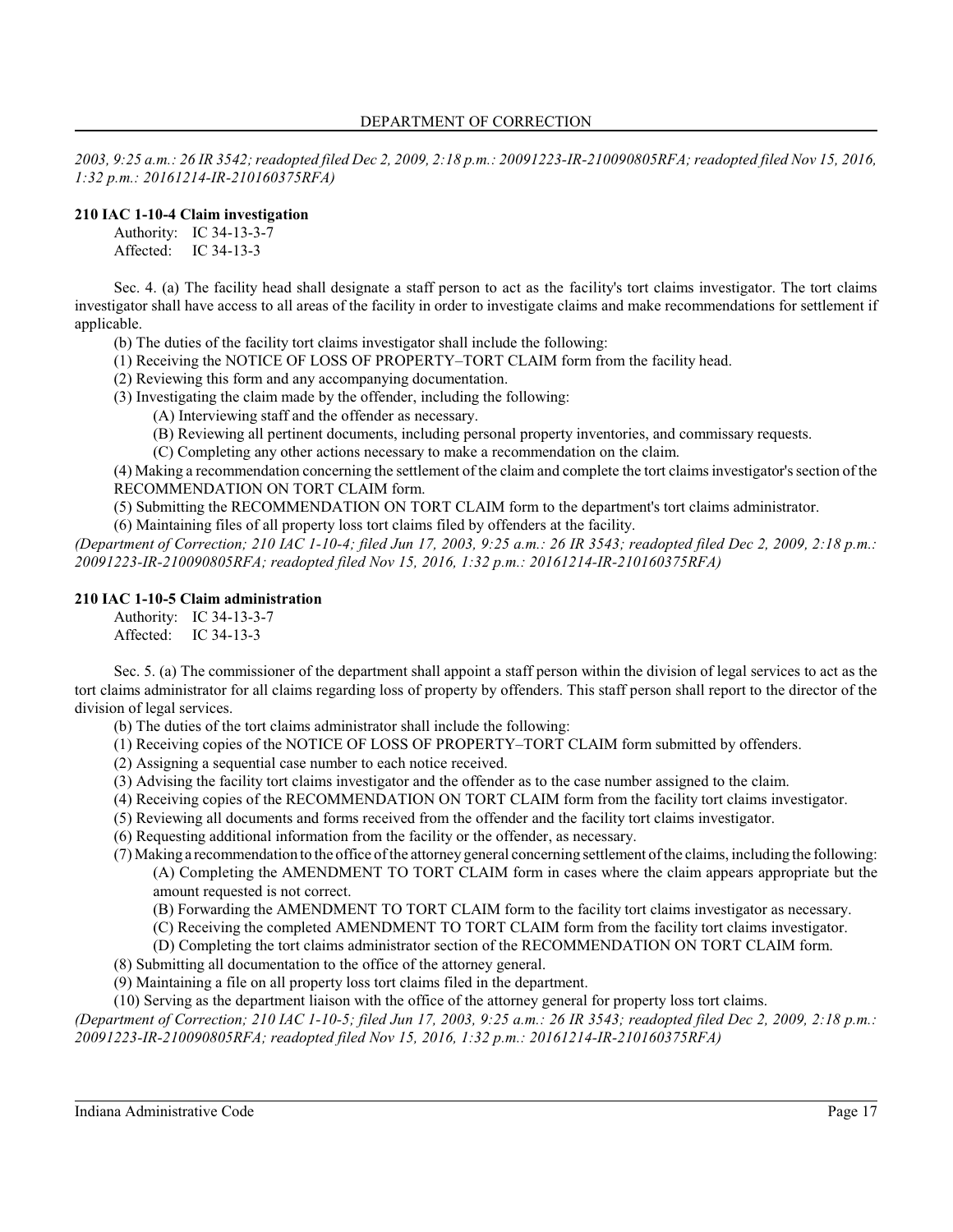*2003, 9:25 a.m.: 26 IR 3542; readopted filed Dec 2, 2009, 2:18 p.m.: 20091223-IR-210090805RFA; readopted filed Nov 15, 2016, 1:32 p.m.: 20161214-IR-210160375RFA)*

**210 IAC 1-10-4 Claim investigation**

Authority: IC 34-13-3-7
Affected: IC 34-13-3

Sec. 4. (a) The facility head shall designate a staff person to act as the facility's tort claims investigator. The tort claims investigator shall have access to all areas of the facility in order to investigate claims and make recommendations for settlement if applicable.

(b) The duties of the facility tort claims investigator shall include the following:

(1) Receiving the NOTICE OF LOSS OF PROPERTY–TORT CLAIM form from the facility head.

(2) Reviewing this form and any accompanying documentation.

(3) Investigating the claim made by the offender, including the following:

(A) Interviewing staff and the offender as necessary.

(B) Reviewing all pertinent documents, including personal property inventories, and commissary requests.

(C) Completing any other actions necessary to make a recommendation on the claim.

(4) Making a recommendation concerning the settlement of the claim and complete the tort claims investigator's section of the RECOMMENDATION ON TORT CLAIM form.

(5) Submitting the RECOMMENDATION ON TORT CLAIM form to the department's tort claims administrator.

(6) Maintaining files of all property loss tort claims filed by offenders at the facility.

*(Department of Correction; 210 IAC 1-10-4; filed Jun 17, 2003, 9:25 a.m.: 26 IR 3543; readopted filed Dec 2, 2009, 2:18 p.m.: 20091223-IR-210090805RFA; readopted filed Nov 15, 2016, 1:32 p.m.: 20161214-IR-210160375RFA)*

**210 IAC 1-10-5 Claim administration**

Authority: IC 34-13-3-7
Affected: IC 34-13-3

Sec. 5. (a) The commissioner of the department shall appoint a staff person within the division of legal services to act as the tort claims administrator for all claims regarding loss of property by offenders. This staff person shall report to the director of the division of legal services.

(b) The duties of the tort claims administrator shall include the following:

(1) Receiving copies of the NOTICE OF LOSS OF PROPERTY–TORT CLAIM form submitted by offenders.

(2) Assigning a sequential case number to each notice received.

(3) Advising the facility tort claims investigator and the offender as to the case number assigned to the claim.

(4) Receiving copies of the RECOMMENDATION ON TORT CLAIM form from the facility tort claims investigator.

(5) Reviewing all documents and forms received from the offender and the facility tort claims investigator.

(6) Requesting additional information from the facility or the offender, as necessary.

(7) Making a recommendation to the office of the attorney general concerning settlement of the claims, including the following:

(A) Completing the AMENDMENT TO TORT CLAIM form in cases where the claim appears appropriate but the amount requested is not correct.

(B) Forwarding the AMENDMENT TO TORT CLAIM form to the facility tort claims investigator as necessary.

(C) Receiving the completed AMENDMENT TO TORT CLAIM form from the facility tort claims investigator.

(D) Completing the tort claims administrator section of the RECOMMENDATION ON TORT CLAIM form.

(8) Submitting all documentation to the office of the attorney general.

(9) Maintaining a file on all property loss tort claims filed in the department.

(10) Serving as the department liaison with the office of the attorney general for property loss tort claims.

*(Department of Correction; 210 IAC 1-10-5; filed Jun 17, 2003, 9:25 a.m.: 26 IR 3543; readopted filed Dec 2, 2009, 2:18 p.m.: 20091223-IR-210090805RFA; readopted filed Nov 15, 2016, 1:32 p.m.: 20161214-IR-210160375RFA)*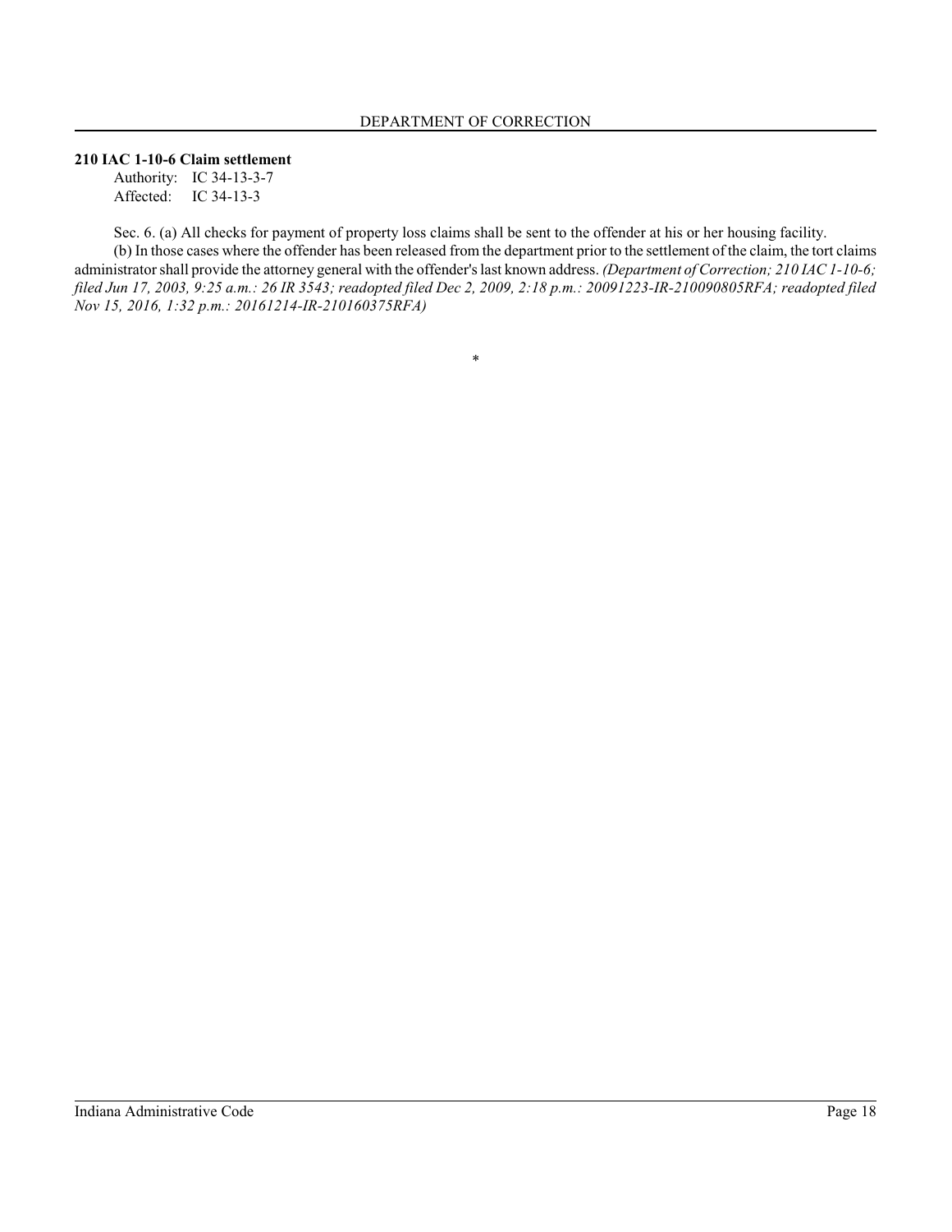**210 IAC 1-10-6 Claim settlement**

Authority: IC 34-13-3-7
Affected: IC 34-13-3

Sec. 6. (a) All checks for payment of property loss claims shall be sent to the offender at his or her housing facility.

(b) In those cases where the offender has been released from the department prior to the settlement of the claim, the tort claims administrator shall provide the attorney general with the offender's last known address. *(Department of Correction; 210 IAC 1-10-6; filed Jun 17, 2003, 9:25 a.m.: 26 IR 3543; readopted filed Dec 2, 2009, 2:18 p.m.: 20091223-IR-210090805RFA; readopted filed Nov 15, 2016, 1:32 p.m.: 20161214-IR-210160375RFA)*

*